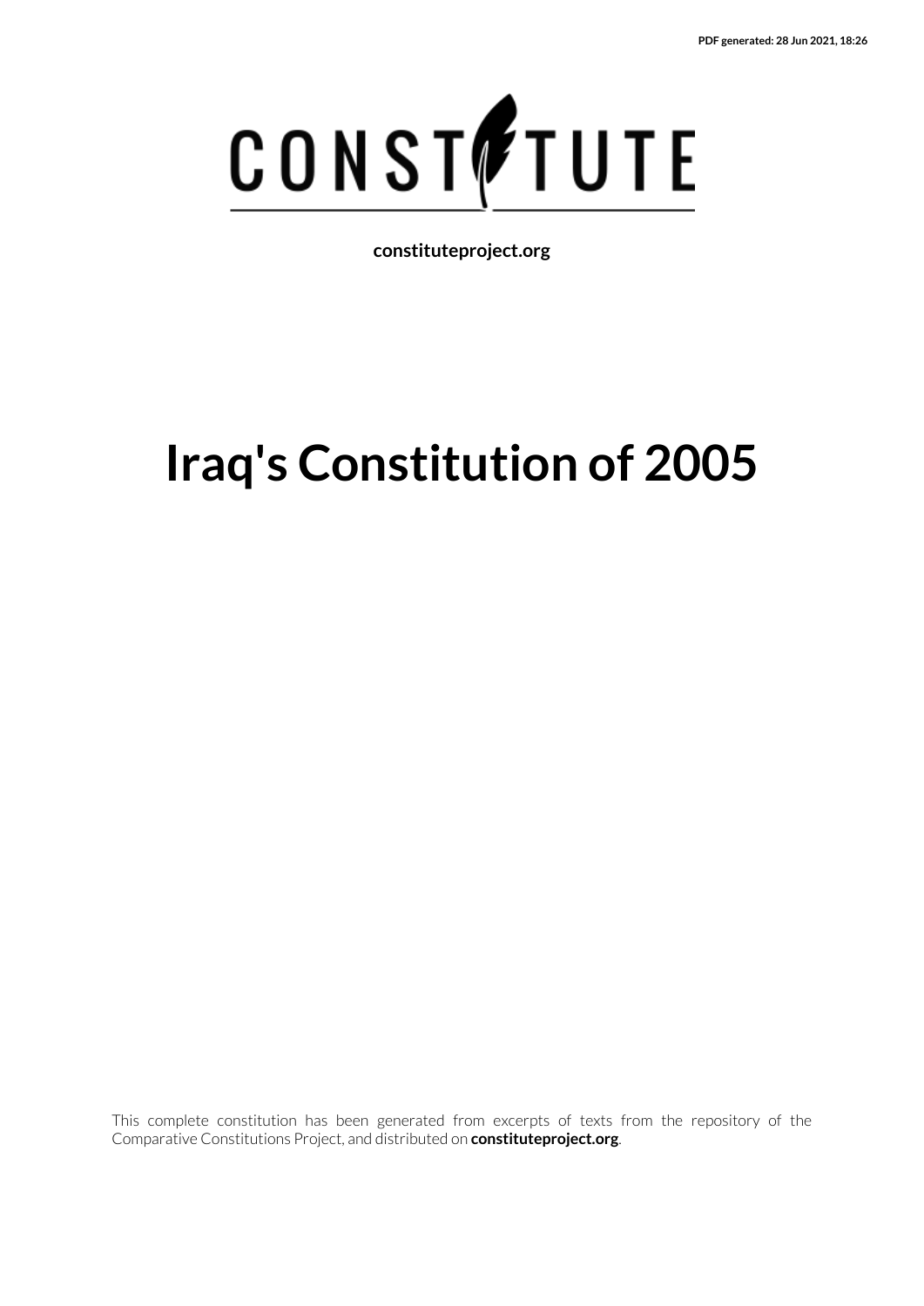PDF generated: 28 Jun 2021, 18:26

CONSTITUTE

**constituteproject.org**

# Iraq's Constitution of 2005

This complete constitution has been generated from excerpts of texts from the repository of the Comparative Constitutions Project, and distributed on **constituteproject.org**.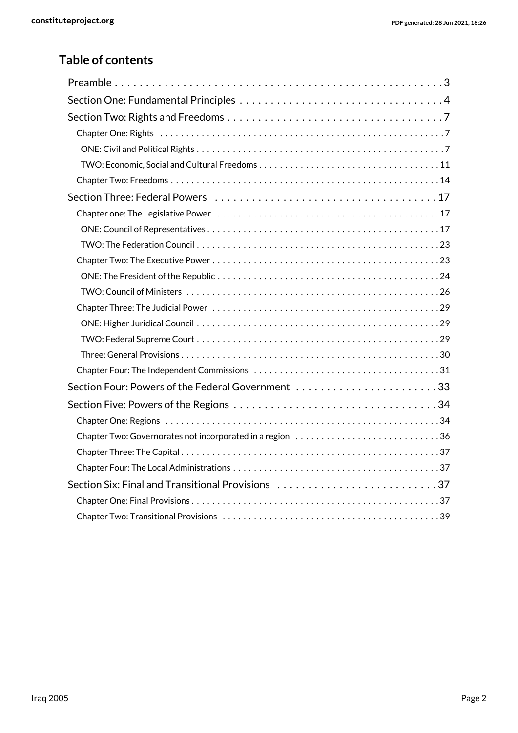## Table of contents

- Preamble . . . 3
- Section One: Fundamental Principles . . . 4
- Section Two: Rights and Freedoms . . . 7
  - Chapter One: Rights . . . 7
    - ONE: Civil and Political Rights . . . 7
    - TWO: Economic, Social and Cultural Freedoms . . . 11
  - Chapter Two: Freedoms . . . 14
- Section Three: Federal Powers . . . 17
  - Chapter one: The Legislative Power . . . 17
    - ONE: Council of Representatives . . . 17
    - TWO: The Federation Council . . . 23
  - Chapter Two: The Executive Power . . . 23
    - ONE: The President of the Republic . . . 24
    - TWO: Council of Ministers . . . 26
  - Chapter Three: The Judicial Power . . . 29
    - ONE: Higher Juridical Council . . . 29
    - TWO: Federal Supreme Court . . . 29
    - Three: General Provisions . . . 30
  - Chapter Four: The Independent Commissions . . . 31
- Section Four: Powers of the Federal Government . . . 33
- Section Five: Powers of the Regions . . . 34
  - Chapter One: Regions . . . 34
  - Chapter Two: Governorates not incorporated in a region . . . 36
  - Chapter Three: The Capital . . . 37
  - Chapter Four: The Local Administrations . . . 37
- Section Six: Final and Transitional Provisions . . . 37
  - Chapter One: Final Provisions . . . 37
  - Chapter Two: Transitional Provisions . . . 39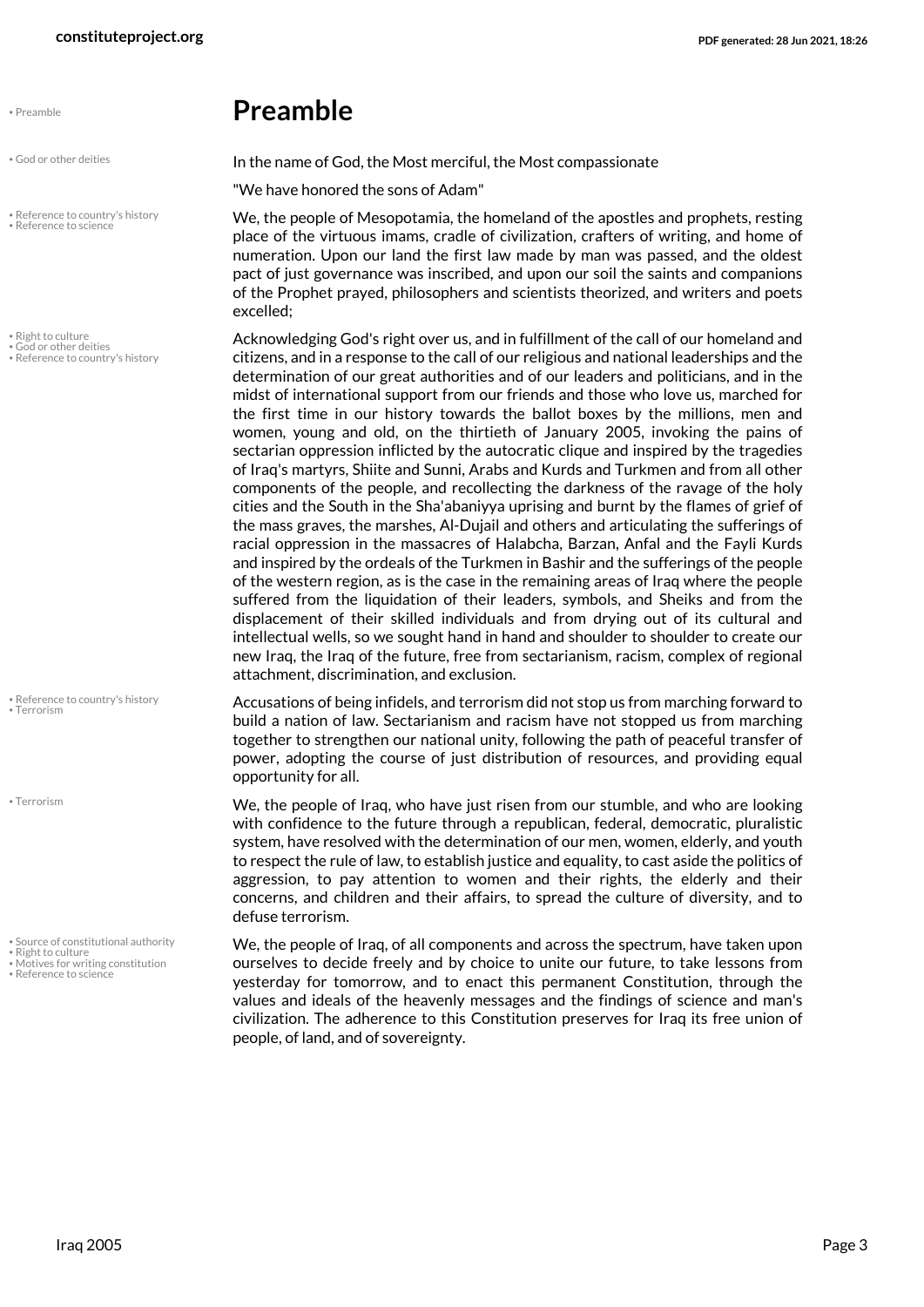# Preamble

In the name of God, the Most merciful, the Most compassionate

"We have honored the sons of Adam"

We, the people of Mesopotamia, the homeland of the apostles and prophets, resting place of the virtuous imams, cradle of civilization, crafters of writing, and home of numeration. Upon our land the first law made by man was passed, and the oldest pact of just governance was inscribed, and upon our soil the saints and companions of the Prophet prayed, philosophers and scientists theorized, and writers and poets excelled;

Acknowledging God's right over us, and in fulfillment of the call of our homeland and citizens, and in a response to the call of our religious and national leaderships and the determination of our great authorities and of our leaders and politicians, and in the midst of international support from our friends and those who love us, marched for the first time in our history towards the ballot boxes by the millions, men and women, young and old, on the thirtieth of January 2005, invoking the pains of sectarian oppression inflicted by the autocratic clique and inspired by the tragedies of Iraq's martyrs, Shiite and Sunni, Arabs and Kurds and Turkmen and from all other components of the people, and recollecting the darkness of the ravage of the holy cities and the South in the Sha'abaniyya uprising and burnt by the flames of grief of the mass graves, the marshes, Al-Dujail and others and articulating the sufferings of racial oppression in the massacres of Halabcha, Barzan, Anfal and the Fayli Kurds and inspired by the ordeals of the Turkmen in Bashir and the sufferings of the people of the western region, as is the case in the remaining areas of Iraq where the people suffered from the liquidation of their leaders, symbols, and Sheiks and from the displacement of their skilled individuals and from drying out of its cultural and intellectual wells, so we sought hand in hand and shoulder to shoulder to create our new Iraq, the Iraq of the future, free from sectarianism, racism, complex of regional attachment, discrimination, and exclusion.

Accusations of being infidels, and terrorism did not stop us from marching forward to build a nation of law. Sectarianism and racism have not stopped us from marching together to strengthen our national unity, following the path of peaceful transfer of power, adopting the course of just distribution of resources, and providing equal opportunity for all.

We, the people of Iraq, who have just risen from our stumble, and who are looking with confidence to the future through a republican, federal, democratic, pluralistic system, have resolved with the determination of our men, women, elderly, and youth to respect the rule of law, to establish justice and equality, to cast aside the politics of aggression, to pay attention to women and their rights, the elderly and their concerns, and children and their affairs, to spread the culture of diversity, and to defuse terrorism.

We, the people of Iraq, of all components and across the spectrum, have taken upon ourselves to decide freely and by choice to unite our future, to take lessons from yesterday for tomorrow, and to enact this permanent Constitution, through the values and ideals of the heavenly messages and the findings of science and man's civilization. The adherence to this Constitution preserves for Iraq its free union of people, of land, and of sovereignty.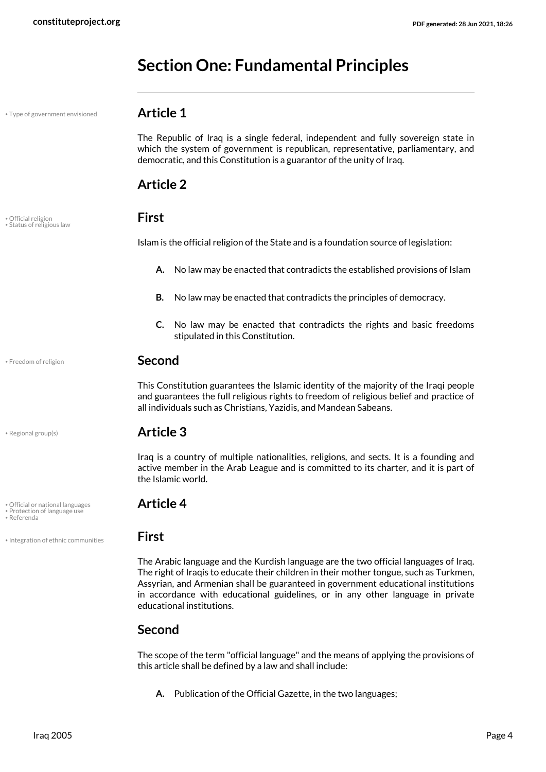# Section One: Fundamental Principles

## Article 1

The Republic of Iraq is a single federal, independent and fully sovereign state in which the system of government is republican, representative, parliamentary, and democratic, and this Constitution is a guarantor of the unity of Iraq.

## Article 2

### First

Islam is the official religion of the State and is a foundation source of legislation:

**A.** No law may be enacted that contradicts the established provisions of Islam

**B.** No law may be enacted that contradicts the principles of democracy.

**C.** No law may be enacted that contradicts the rights and basic freedoms stipulated in this Constitution.

### Second

This Constitution guarantees the Islamic identity of the majority of the Iraqi people and guarantees the full religious rights to freedom of religious belief and practice of all individuals such as Christians, Yazidis, and Mandean Sabeans.

## Article 3

Iraq is a country of multiple nationalities, religions, and sects. It is a founding and active member in the Arab League and is committed to its charter, and it is part of the Islamic world.

## Article 4

### First

The Arabic language and the Kurdish language are the two official languages of Iraq. The right of Iraqis to educate their children in their mother tongue, such as Turkmen, Assyrian, and Armenian shall be guaranteed in government educational institutions in accordance with educational guidelines, or in any other language in private educational institutions.

### Second

The scope of the term "official language" and the means of applying the provisions of this article shall be defined by a law and shall include:

**A.** Publication of the Official Gazette, in the two languages;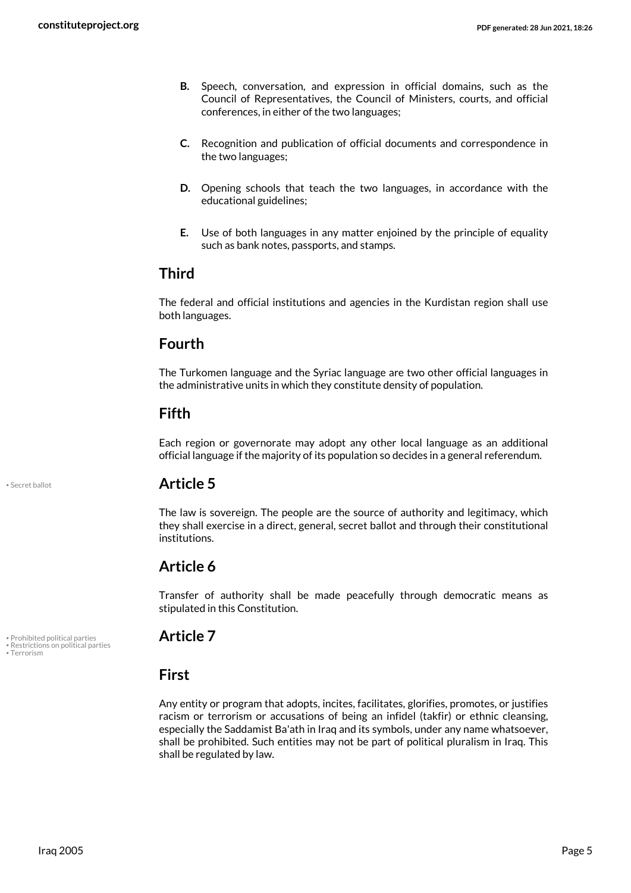- **B.** Speech, conversation, and expression in official domains, such as the Council of Representatives, the Council of Ministers, courts, and official conferences, in either of the two languages;
- **C.** Recognition and publication of official documents and correspondence in the two languages;
- **D.** Opening schools that teach the two languages, in accordance with the educational guidelines;
- **E.** Use of both languages in any matter enjoined by the principle of equality such as bank notes, passports, and stamps.

## Third

The federal and official institutions and agencies in the Kurdistan region shall use both languages.

## Fourth

The Turkomen language and the Syriac language are two other official languages in the administrative units in which they constitute density of population.

## Fifth

Each region or governorate may adopt any other local language as an additional official language if the majority of its population so decides in a general referendum.

• Secret ballot

## Article 5

The law is sovereign. The people are the source of authority and legitimacy, which they shall exercise in a direct, general, secret ballot and through their constitutional institutions.

## Article 6

Transfer of authority shall be made peacefully through democratic means as stipulated in this Constitution.

• Prohibited political parties
• Restrictions on political parties
• Terrorism

## Article 7

## First

Any entity or program that adopts, incites, facilitates, glorifies, promotes, or justifies racism or terrorism or accusations of being an infidel (takfir) or ethnic cleansing, especially the Saddamist Ba'ath in Iraq and its symbols, under any name whatsoever, shall be prohibited. Such entities may not be part of political pluralism in Iraq. This shall be regulated by law.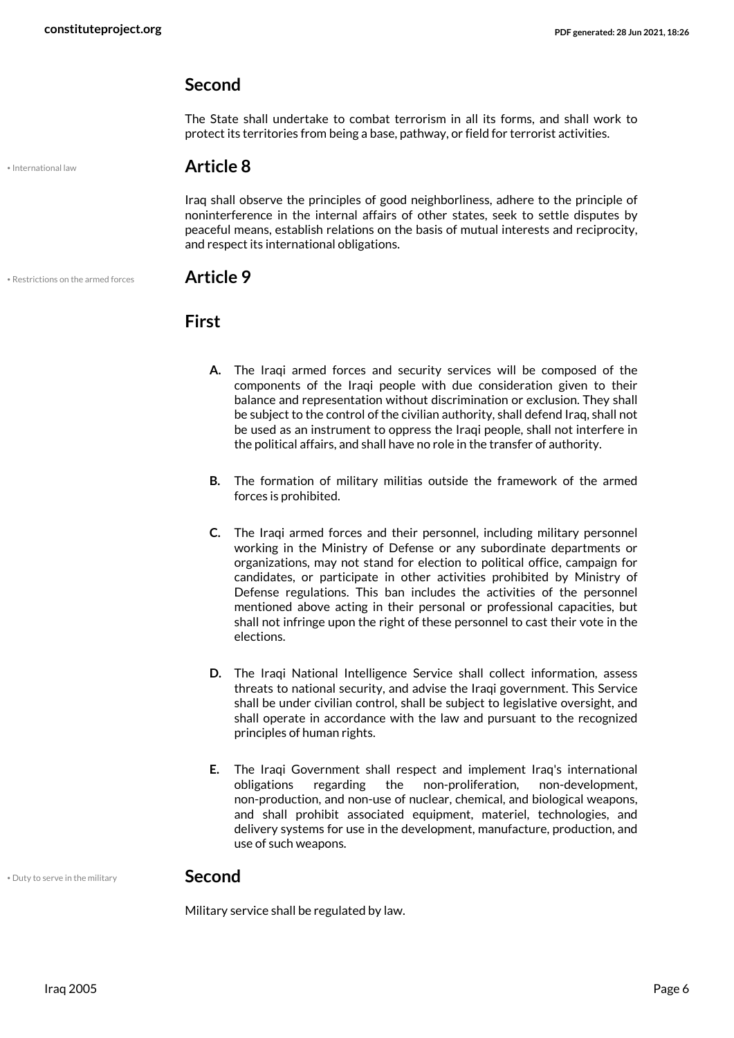## Second

The State shall undertake to combat terrorism in all its forms, and shall work to protect its territories from being a base, pathway, or field for terrorist activities.

• International law

## Article 8

Iraq shall observe the principles of good neighborliness, adhere to the principle of noninterference in the internal affairs of other states, seek to settle disputes by peaceful means, establish relations on the basis of mutual interests and reciprocity, and respect its international obligations.

• Restrictions on the armed forces

## Article 9

## First

- **A.** The Iraqi armed forces and security services will be composed of the components of the Iraqi people with due consideration given to their balance and representation without discrimination or exclusion. They shall be subject to the control of the civilian authority, shall defend Iraq, shall not be used as an instrument to oppress the Iraqi people, shall not interfere in the political affairs, and shall have no role in the transfer of authority.

- **B.** The formation of military militias outside the framework of the armed forces is prohibited.

- **C.** The Iraqi armed forces and their personnel, including military personnel working in the Ministry of Defense or any subordinate departments or organizations, may not stand for election to political office, campaign for candidates, or participate in other activities prohibited by Ministry of Defense regulations. This ban includes the activities of the personnel mentioned above acting in their personal or professional capacities, but shall not infringe upon the right of these personnel to cast their vote in the elections.

- **D.** The Iraqi National Intelligence Service shall collect information, assess threats to national security, and advise the Iraqi government. This Service shall be under civilian control, shall be subject to legislative oversight, and shall operate in accordance with the law and pursuant to the recognized principles of human rights.

- **E.** The Iraqi Government shall respect and implement Iraq's international obligations regarding the non-proliferation, non-development, non-production, and non-use of nuclear, chemical, and biological weapons, and shall prohibit associated equipment, materiel, technologies, and delivery systems for use in the development, manufacture, production, and use of such weapons.

• Duty to serve in the military

## Second

Military service shall be regulated by law.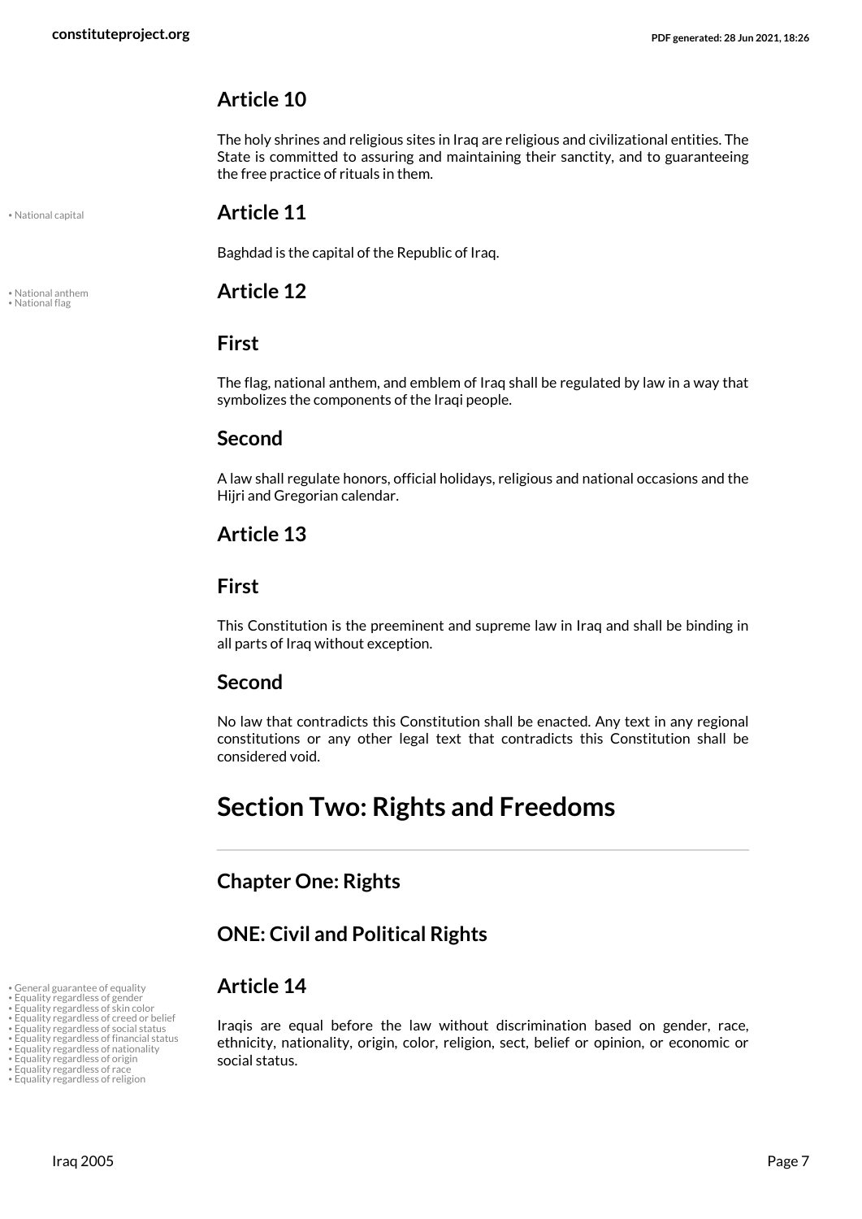## Article 10

The holy shrines and religious sites in Iraq are religious and civilizational entities. The State is committed to assuring and maintaining their sanctity, and to guaranteeing the free practice of rituals in them.

• National capital

## Article 11

Baghdad is the capital of the Republic of Iraq.

• National anthem
• National flag

## Article 12

### First

The flag, national anthem, and emblem of Iraq shall be regulated by law in a way that symbolizes the components of the Iraqi people.

### Second

A law shall regulate honors, official holidays, religious and national occasions and the Hijri and Gregorian calendar.

## Article 13

### First

This Constitution is the preeminent and supreme law in Iraq and shall be binding in all parts of Iraq without exception.

### Second

No law that contradicts this Constitution shall be enacted. Any text in any regional constitutions or any other legal text that contradicts this Constitution shall be considered void.

# Section Two: Rights and Freedoms

## Chapter One: Rights

## ONE: Civil and Political Rights

• General guarantee of equality
• Equality regardless of gender
• Equality regardless of skin color
• Equality regardless of creed or belief
• Equality regardless of social status
• Equality regardless of financial status
• Equality regardless of nationality
• Equality regardless of origin
• Equality regardless of race
• Equality regardless of religion

## Article 14

Iraqis are equal before the law without discrimination based on gender, race, ethnicity, nationality, origin, color, religion, sect, belief or opinion, or economic or social status.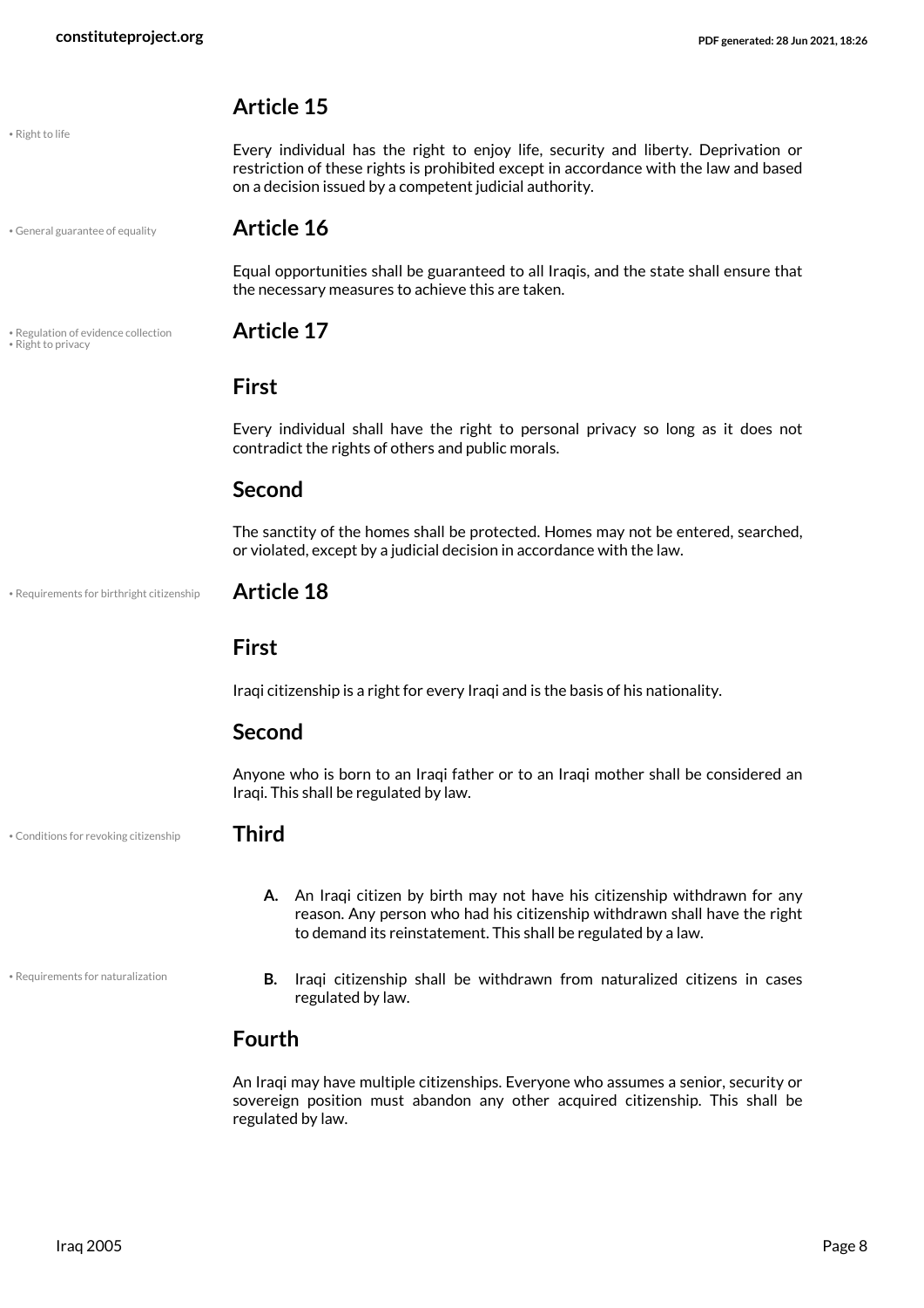## Article 15

• Right to life

Every individual has the right to enjoy life, security and liberty. Deprivation or restriction of these rights is prohibited except in accordance with the law and based on a decision issued by a competent judicial authority.

## Article 16

• General guarantee of equality

Equal opportunities shall be guaranteed to all Iraqis, and the state shall ensure that the necessary measures to achieve this are taken.

## Article 17

• Regulation of evidence collection
• Right to privacy

### First

Every individual shall have the right to personal privacy so long as it does not contradict the rights of others and public morals.

### Second

The sanctity of the homes shall be protected. Homes may not be entered, searched, or violated, except by a judicial decision in accordance with the law.

## Article 18

• Requirements for birthright citizenship

### First

Iraqi citizenship is a right for every Iraqi and is the basis of his nationality.

### Second

Anyone who is born to an Iraqi father or to an Iraqi mother shall be considered an Iraqi. This shall be regulated by law.

### Third

• Conditions for revoking citizenship

- **A.** An Iraqi citizen by birth may not have his citizenship withdrawn for any reason. Any person who had his citizenship withdrawn shall have the right to demand its reinstatement. This shall be regulated by a law.

• Requirements for naturalization

- **B.** Iraqi citizenship shall be withdrawn from naturalized citizens in cases regulated by law.

### Fourth

An Iraqi may have multiple citizenships. Everyone who assumes a senior, security or sovereign position must abandon any other acquired citizenship. This shall be regulated by law.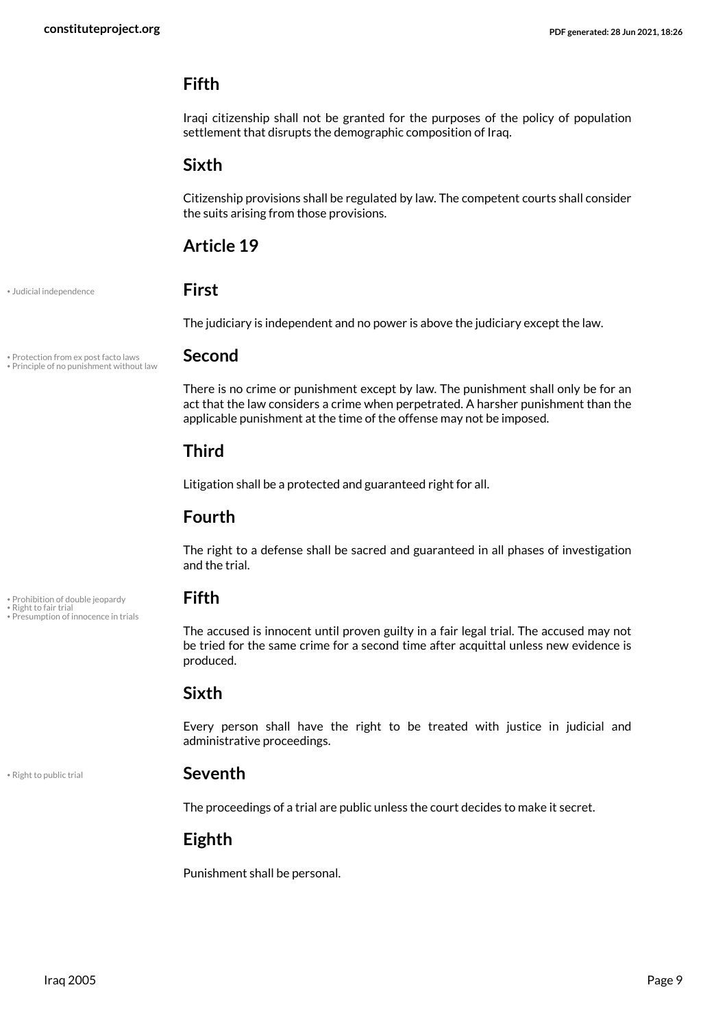### Fifth

Iraqi citizenship shall not be granted for the purposes of the policy of population settlement that disrupts the demographic composition of Iraq.

### Sixth

Citizenship provisions shall be regulated by law. The competent courts shall consider the suits arising from those provisions.

## Article 19

• Judicial independence

### First

The judiciary is independent and no power is above the judiciary except the law.

• Protection from ex post facto laws
• Principle of no punishment without law

### Second

There is no crime or punishment except by law. The punishment shall only be for an act that the law considers a crime when perpetrated. A harsher punishment than the applicable punishment at the time of the offense may not be imposed.

### Third

Litigation shall be a protected and guaranteed right for all.

### Fourth

The right to a defense shall be sacred and guaranteed in all phases of investigation and the trial.

• Prohibition of double jeopardy
• Right to fair trial
• Presumption of innocence in trials

### Fifth

The accused is innocent until proven guilty in a fair legal trial. The accused may not be tried for the same crime for a second time after acquittal unless new evidence is produced.

### Sixth

Every person shall have the right to be treated with justice in judicial and administrative proceedings.

• Right to public trial

### Seventh

The proceedings of a trial are public unless the court decides to make it secret.

### Eighth

Punishment shall be personal.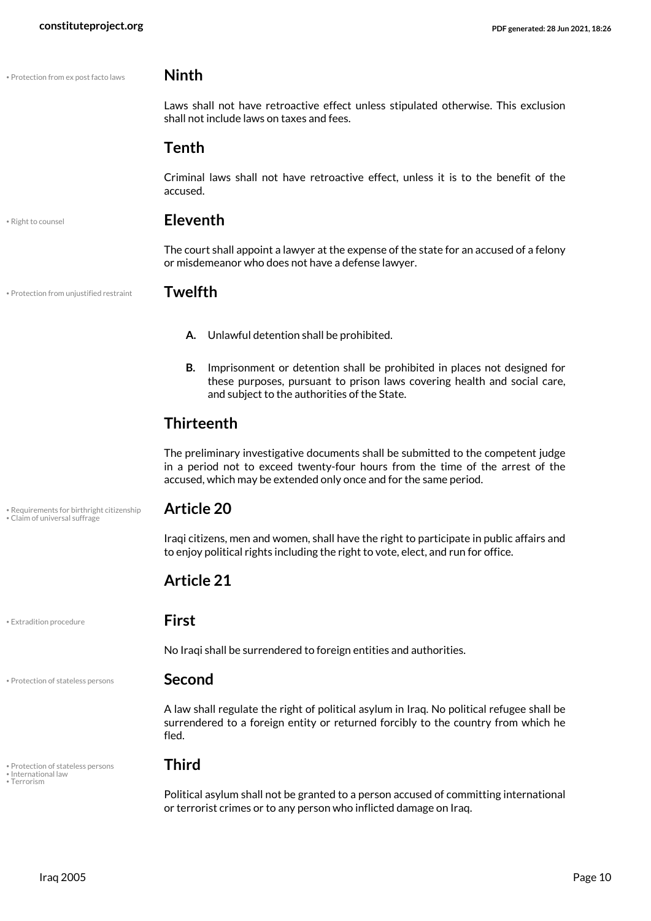• Protection from ex post facto laws

### Ninth

Laws shall not have retroactive effect unless stipulated otherwise. This exclusion shall not include laws on taxes and fees.

### Tenth

Criminal laws shall not have retroactive effect, unless it is to the benefit of the accused.

• Right to counsel

### Eleventh

The court shall appoint a lawyer at the expense of the state for an accused of a felony or misdemeanor who does not have a defense lawyer.

• Protection from unjustified restraint

### Twelfth

- **A.** Unlawful detention shall be prohibited.
- **B.** Imprisonment or detention shall be prohibited in places not designed for these purposes, pursuant to prison laws covering health and social care, and subject to the authorities of the State.

### Thirteenth

The preliminary investigative documents shall be submitted to the competent judge in a period not to exceed twenty-four hours from the time of the arrest of the accused, which may be extended only once and for the same period.

• Requirements for birthright citizenship
• Claim of universal suffrage

## Article 20

Iraqi citizens, men and women, shall have the right to participate in public affairs and to enjoy political rights including the right to vote, elect, and run for office.

## Article 21

• Extradition procedure

### First

No Iraqi shall be surrendered to foreign entities and authorities.

• Protection of stateless persons

### Second

A law shall regulate the right of political asylum in Iraq. No political refugee shall be surrendered to a foreign entity or returned forcibly to the country from which he fled.

• Protection of stateless persons
• International law
• Terrorism

### Third

Political asylum shall not be granted to a person accused of committing international or terrorist crimes or to any person who inflicted damage on Iraq.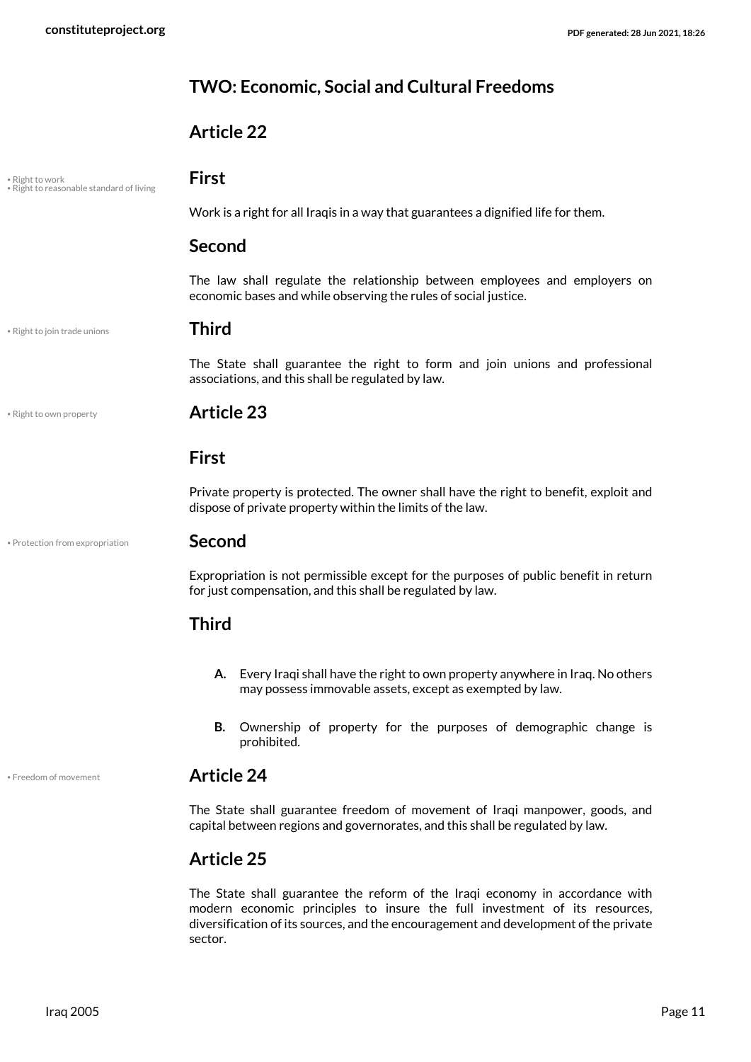## TWO: Economic, Social and Cultural Freedoms

### Article 22

• Right to work
• Right to reasonable standard of living

#### First

Work is a right for all Iraqis in a way that guarantees a dignified life for them.

#### Second

The law shall regulate the relationship between employees and employers on economic bases and while observing the rules of social justice.

• Right to join trade unions

#### Third

The State shall guarantee the right to form and join unions and professional associations, and this shall be regulated by law.

• Right to own property

### Article 23

#### First

Private property is protected. The owner shall have the right to benefit, exploit and dispose of private property within the limits of the law.

• Protection from expropriation

#### Second

Expropriation is not permissible except for the purposes of public benefit in return for just compensation, and this shall be regulated by law.

#### Third

**A.** Every Iraqi shall have the right to own property anywhere in Iraq. No others may possess immovable assets, except as exempted by law.

**B.** Ownership of property for the purposes of demographic change is prohibited.

• Freedom of movement

### Article 24

The State shall guarantee freedom of movement of Iraqi manpower, goods, and capital between regions and governorates, and this shall be regulated by law.

### Article 25

The State shall guarantee the reform of the Iraqi economy in accordance with modern economic principles to insure the full investment of its resources, diversification of its sources, and the encouragement and development of the private sector.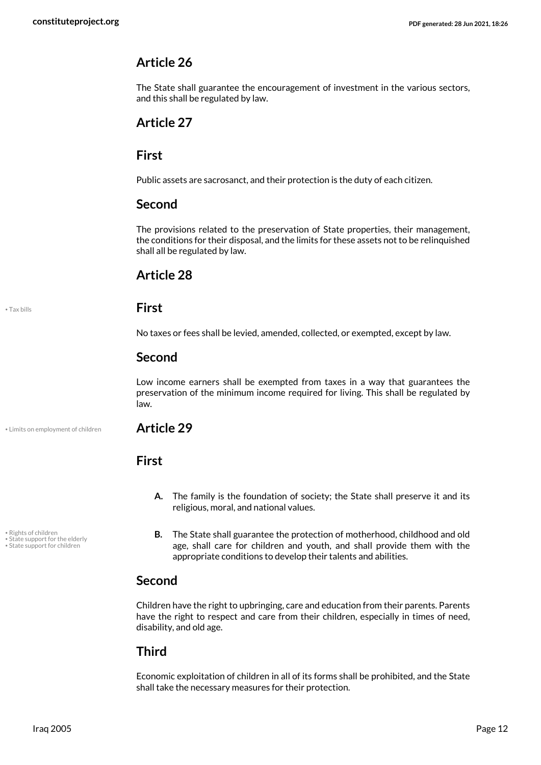## Article 26

The State shall guarantee the encouragement of investment in the various sectors, and this shall be regulated by law.

## Article 27

### First

Public assets are sacrosanct, and their protection is the duty of each citizen.

### Second

The provisions related to the preservation of State properties, their management, the conditions for their disposal, and the limits for these assets not to be relinquished shall all be regulated by law.

## Article 28

• Tax bills

### First

No taxes or fees shall be levied, amended, collected, or exempted, except by law.

### Second

Low income earners shall be exempted from taxes in a way that guarantees the preservation of the minimum income required for living. This shall be regulated by law.

• Limits on employment of children

## Article 29

### First

- **A.** The family is the foundation of society; the State shall preserve it and its religious, moral, and national values.

• Rights of children
• State support for the elderly
• State support for children

- **B.** The State shall guarantee the protection of motherhood, childhood and old age, shall care for children and youth, and shall provide them with the appropriate conditions to develop their talents and abilities.

### Second

Children have the right to upbringing, care and education from their parents. Parents have the right to respect and care from their children, especially in times of need, disability, and old age.

### Third

Economic exploitation of children in all of its forms shall be prohibited, and the State shall take the necessary measures for their protection.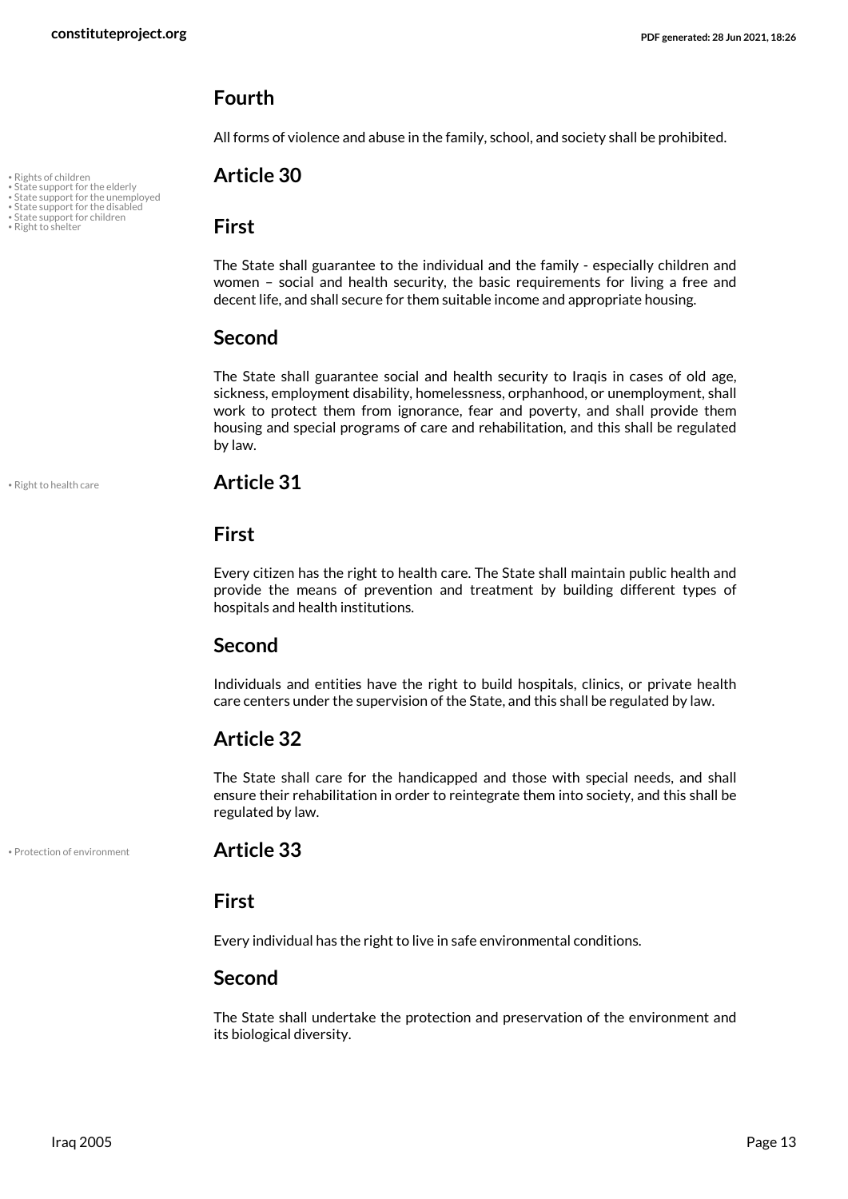## Fourth

All forms of violence and abuse in the family, school, and society shall be prohibited.

- Rights of children
- State support for the elderly
- State support for the unemployed
- State support for the disabled
- State support for children
- Right to shelter

## Article 30

### First

The State shall guarantee to the individual and the family - especially children and women – social and health security, the basic requirements for living a free and decent life, and shall secure for them suitable income and appropriate housing.

### Second

The State shall guarantee social and health security to Iraqis in cases of old age, sickness, employment disability, homelessness, orphanhood, or unemployment, shall work to protect them from ignorance, fear and poverty, and shall provide them housing and special programs of care and rehabilitation, and this shall be regulated by law.

- Right to health care

## Article 31

### First

Every citizen has the right to health care. The State shall maintain public health and provide the means of prevention and treatment by building different types of hospitals and health institutions.

### Second

Individuals and entities have the right to build hospitals, clinics, or private health care centers under the supervision of the State, and this shall be regulated by law.

## Article 32

The State shall care for the handicapped and those with special needs, and shall ensure their rehabilitation in order to reintegrate them into society, and this shall be regulated by law.

- Protection of environment

## Article 33

### First

Every individual has the right to live in safe environmental conditions.

### Second

The State shall undertake the protection and preservation of the environment and its biological diversity.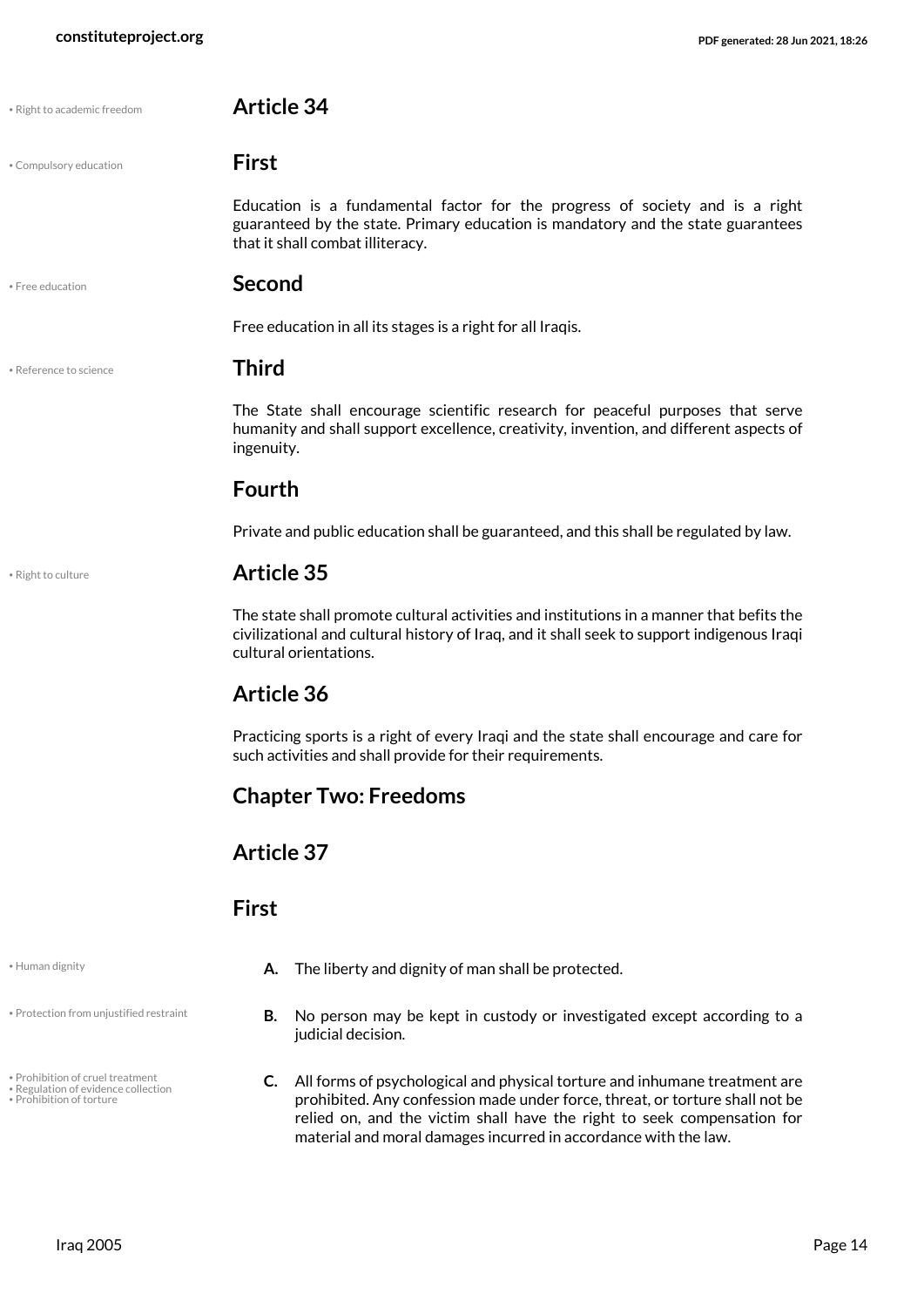• Right to academic freedom

## Article 34

• Compulsory education

### First

Education is a fundamental factor for the progress of society and is a right guaranteed by the state. Primary education is mandatory and the state guarantees that it shall combat illiteracy.

• Free education

### Second

Free education in all its stages is a right for all Iraqis.

• Reference to science

### Third

The State shall encourage scientific research for peaceful purposes that serve humanity and shall support excellence, creativity, invention, and different aspects of ingenuity.

### Fourth

Private and public education shall be guaranteed, and this shall be regulated by law.

• Right to culture

## Article 35

The state shall promote cultural activities and institutions in a manner that befits the civilizational and cultural history of Iraq, and it shall seek to support indigenous Iraqi cultural orientations.

## Article 36

Practicing sports is a right of every Iraqi and the state shall encourage and care for such activities and shall provide for their requirements.

# Chapter Two: Freedoms

## Article 37

### First

• Human dignity

**A.** The liberty and dignity of man shall be protected.

• Protection from unjustified restraint

**B.** No person may be kept in custody or investigated except according to a judicial decision.

• Prohibition of cruel treatment
• Regulation of evidence collection
• Prohibition of torture

**C.** All forms of psychological and physical torture and inhumane treatment are prohibited. Any confession made under force, threat, or torture shall not be relied on, and the victim shall have the right to seek compensation for material and moral damages incurred in accordance with the law.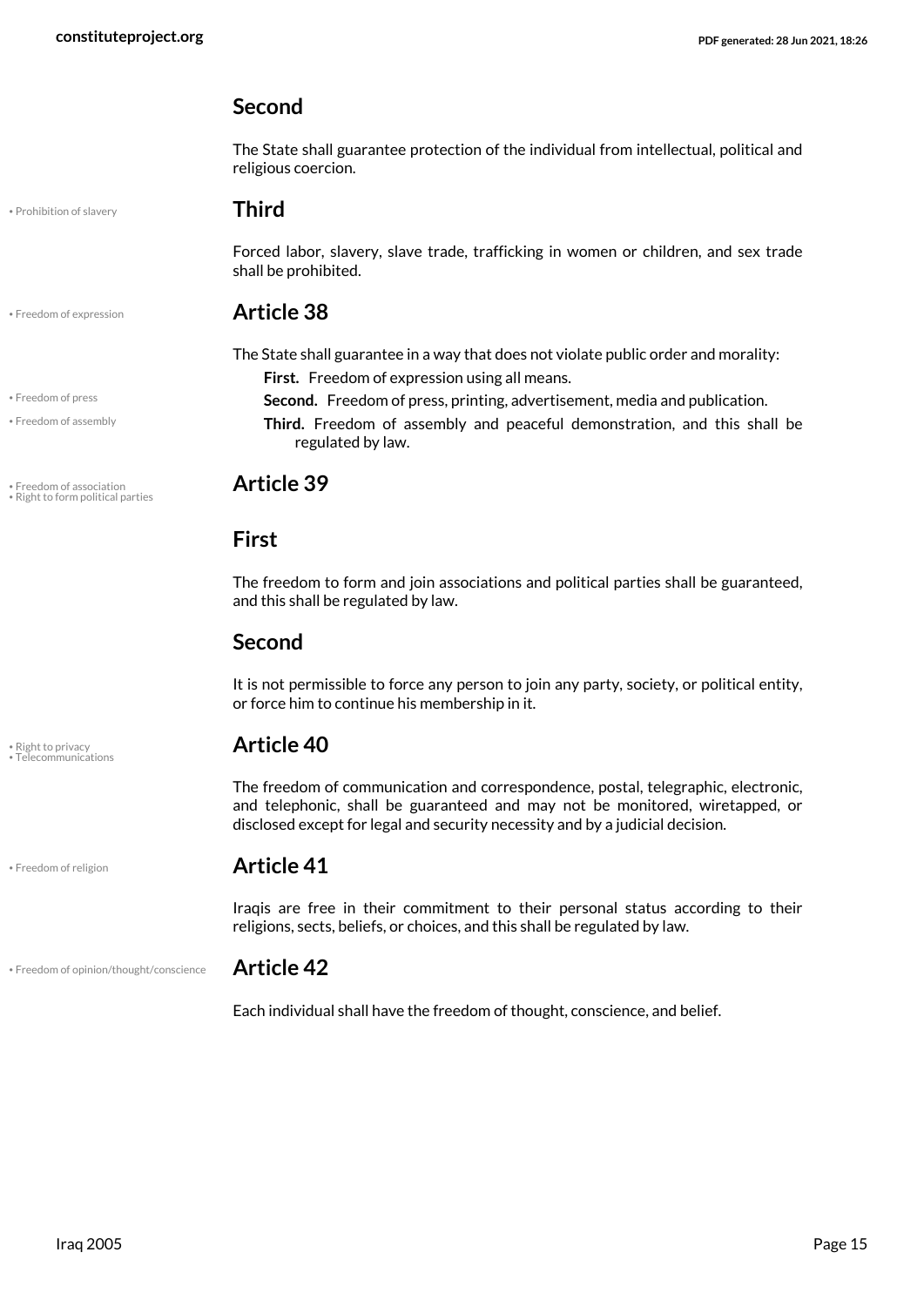### Second

The State shall guarantee protection of the individual from intellectual, political and religious coercion.

• Prohibition of slavery

### Third

Forced labor, slavery, slave trade, trafficking in women or children, and sex trade shall be prohibited.

• Freedom of expression

## Article 38

The State shall guarantee in a way that does not violate public order and morality:

**First.** Freedom of expression using all means.

• Freedom of press

**Second.** Freedom of press, printing, advertisement, media and publication.

• Freedom of assembly

**Third.** Freedom of assembly and peaceful demonstration, and this shall be regulated by law.

• Freedom of association
• Right to form political parties

## Article 39

### First

The freedom to form and join associations and political parties shall be guaranteed, and this shall be regulated by law.

### Second

It is not permissible to force any person to join any party, society, or political entity, or force him to continue his membership in it.

• Right to privacy
• Telecommunications

## Article 40

The freedom of communication and correspondence, postal, telegraphic, electronic, and telephonic, shall be guaranteed and may not be monitored, wiretapped, or disclosed except for legal and security necessity and by a judicial decision.

• Freedom of religion

## Article 41

Iraqis are free in their commitment to their personal status according to their religions, sects, beliefs, or choices, and this shall be regulated by law.

• Freedom of opinion/thought/conscience

## Article 42

Each individual shall have the freedom of thought, conscience, and belief.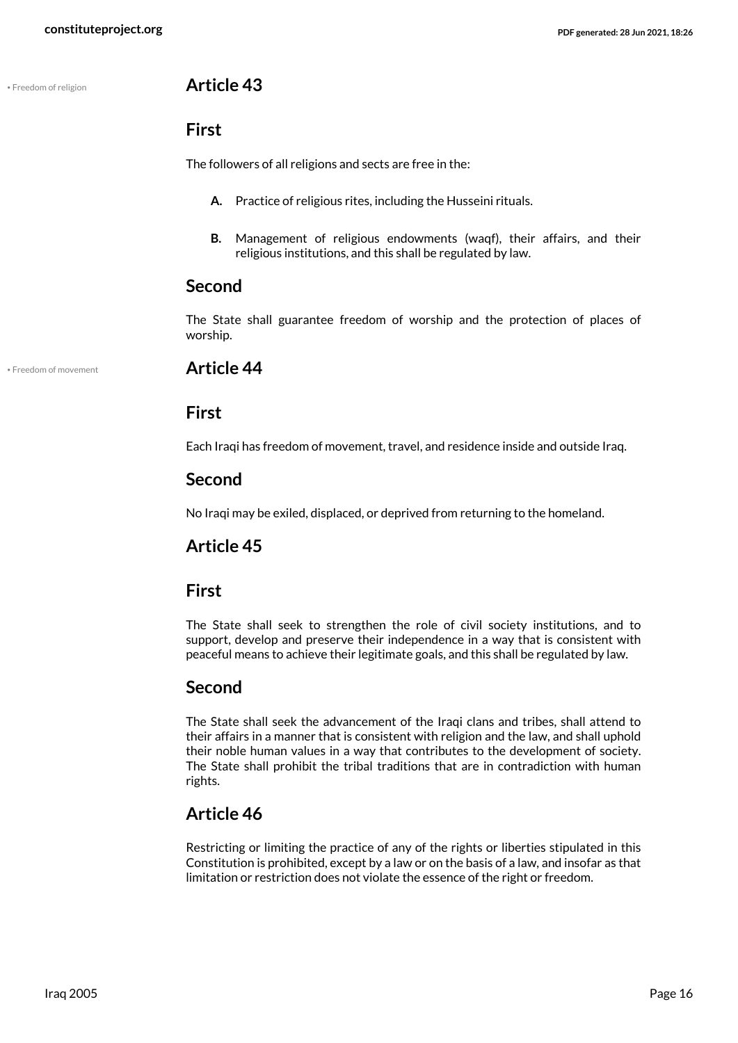• Freedom of religion

## Article 43

### First

The followers of all religions and sects are free in the:

- **A.** Practice of religious rites, including the Husseini rituals.
- **B.** Management of religious endowments (waqf), their affairs, and their religious institutions, and this shall be regulated by law.

### Second

The State shall guarantee freedom of worship and the protection of places of worship.

• Freedom of movement

## Article 44

### First

Each Iraqi has freedom of movement, travel, and residence inside and outside Iraq.

### Second

No Iraqi may be exiled, displaced, or deprived from returning to the homeland.

## Article 45

### First

The State shall seek to strengthen the role of civil society institutions, and to support, develop and preserve their independence in a way that is consistent with peaceful means to achieve their legitimate goals, and this shall be regulated by law.

### Second

The State shall seek the advancement of the Iraqi clans and tribes, shall attend to their affairs in a manner that is consistent with religion and the law, and shall uphold their noble human values in a way that contributes to the development of society. The State shall prohibit the tribal traditions that are in contradiction with human rights.

## Article 46

Restricting or limiting the practice of any of the rights or liberties stipulated in this Constitution is prohibited, except by a law or on the basis of a law, and insofar as that limitation or restriction does not violate the essence of the right or freedom.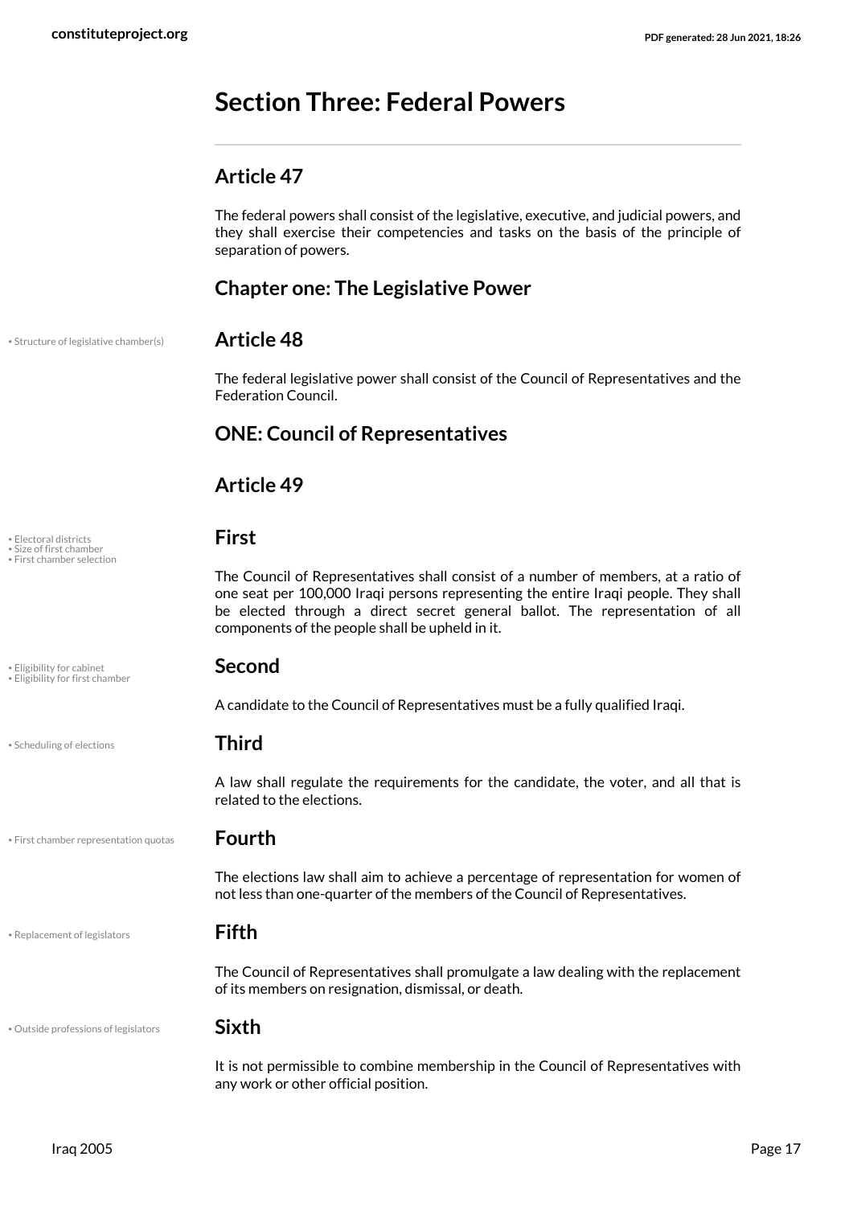# Section Three: Federal Powers

## Article 47

The federal powers shall consist of the legislative, executive, and judicial powers, and they shall exercise their competencies and tasks on the basis of the principle of separation of powers.

## Chapter one: The Legislative Power

## Article 48

The federal legislative power shall consist of the Council of Representatives and the Federation Council.

## ONE: Council of Representatives

## Article 49

### First

The Council of Representatives shall consist of a number of members, at a ratio of one seat per 100,000 Iraqi persons representing the entire Iraqi people. They shall be elected through a direct secret general ballot. The representation of all components of the people shall be upheld in it.

### Second

A candidate to the Council of Representatives must be a fully qualified Iraqi.

### Third

A law shall regulate the requirements for the candidate, the voter, and all that is related to the elections.

### Fourth

The elections law shall aim to achieve a percentage of representation for women of not less than one-quarter of the members of the Council of Representatives.

### Fifth

The Council of Representatives shall promulgate a law dealing with the replacement of its members on resignation, dismissal, or death.

### Sixth

It is not permissible to combine membership in the Council of Representatives with any work or other official position.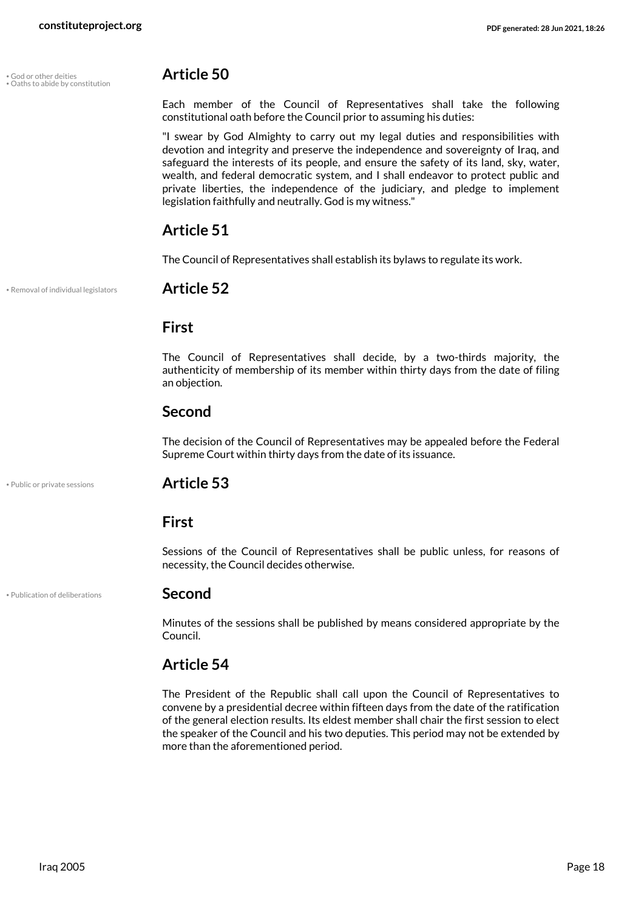• God or other deities
• Oaths to abide by constitution

## Article 50

Each member of the Council of Representatives shall take the following constitutional oath before the Council prior to assuming his duties:

"I swear by God Almighty to carry out my legal duties and responsibilities with devotion and integrity and preserve the independence and sovereignty of Iraq, and safeguard the interests of its people, and ensure the safety of its land, sky, water, wealth, and federal democratic system, and I shall endeavor to protect public and private liberties, the independence of the judiciary, and pledge to implement legislation faithfully and neutrally. God is my witness."

## Article 51

The Council of Representatives shall establish its bylaws to regulate its work.

• Removal of individual legislators

## Article 52

### First

The Council of Representatives shall decide, by a two-thirds majority, the authenticity of membership of its member within thirty days from the date of filing an objection.

### Second

The decision of the Council of Representatives may be appealed before the Federal Supreme Court within thirty days from the date of its issuance.

• Public or private sessions

## Article 53

### First

Sessions of the Council of Representatives shall be public unless, for reasons of necessity, the Council decides otherwise.

• Publication of deliberations

### Second

Minutes of the sessions shall be published by means considered appropriate by the Council.

## Article 54

The President of the Republic shall call upon the Council of Representatives to convene by a presidential decree within fifteen days from the date of the ratification of the general election results. Its eldest member shall chair the first session to elect the speaker of the Council and his two deputies. This period may not be extended by more than the aforementioned period.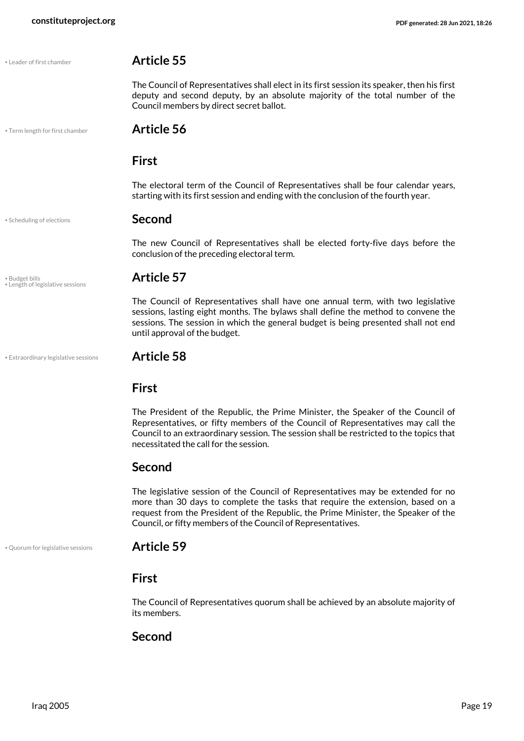• Leader of first chamber

## Article 55

The Council of Representatives shall elect in its first session its speaker, then his first deputy and second deputy, by an absolute majority of the total number of the Council members by direct secret ballot.

• Term length for first chamber

## Article 56

### First

The electoral term of the Council of Representatives shall be four calendar years, starting with its first session and ending with the conclusion of the fourth year.

• Scheduling of elections

### Second

The new Council of Representatives shall be elected forty-five days before the conclusion of the preceding electoral term.

• Budget bills
• Length of legislative sessions

## Article 57

The Council of Representatives shall have one annual term, with two legislative sessions, lasting eight months. The bylaws shall define the method to convene the sessions. The session in which the general budget is being presented shall not end until approval of the budget.

• Extraordinary legislative sessions

## Article 58

### First

The President of the Republic, the Prime Minister, the Speaker of the Council of Representatives, or fifty members of the Council of Representatives may call the Council to an extraordinary session. The session shall be restricted to the topics that necessitated the call for the session.

### Second

The legislative session of the Council of Representatives may be extended for no more than 30 days to complete the tasks that require the extension, based on a request from the President of the Republic, the Prime Minister, the Speaker of the Council, or fifty members of the Council of Representatives.

• Quorum for legislative sessions

## Article 59

### First

The Council of Representatives quorum shall be achieved by an absolute majority of its members.

### Second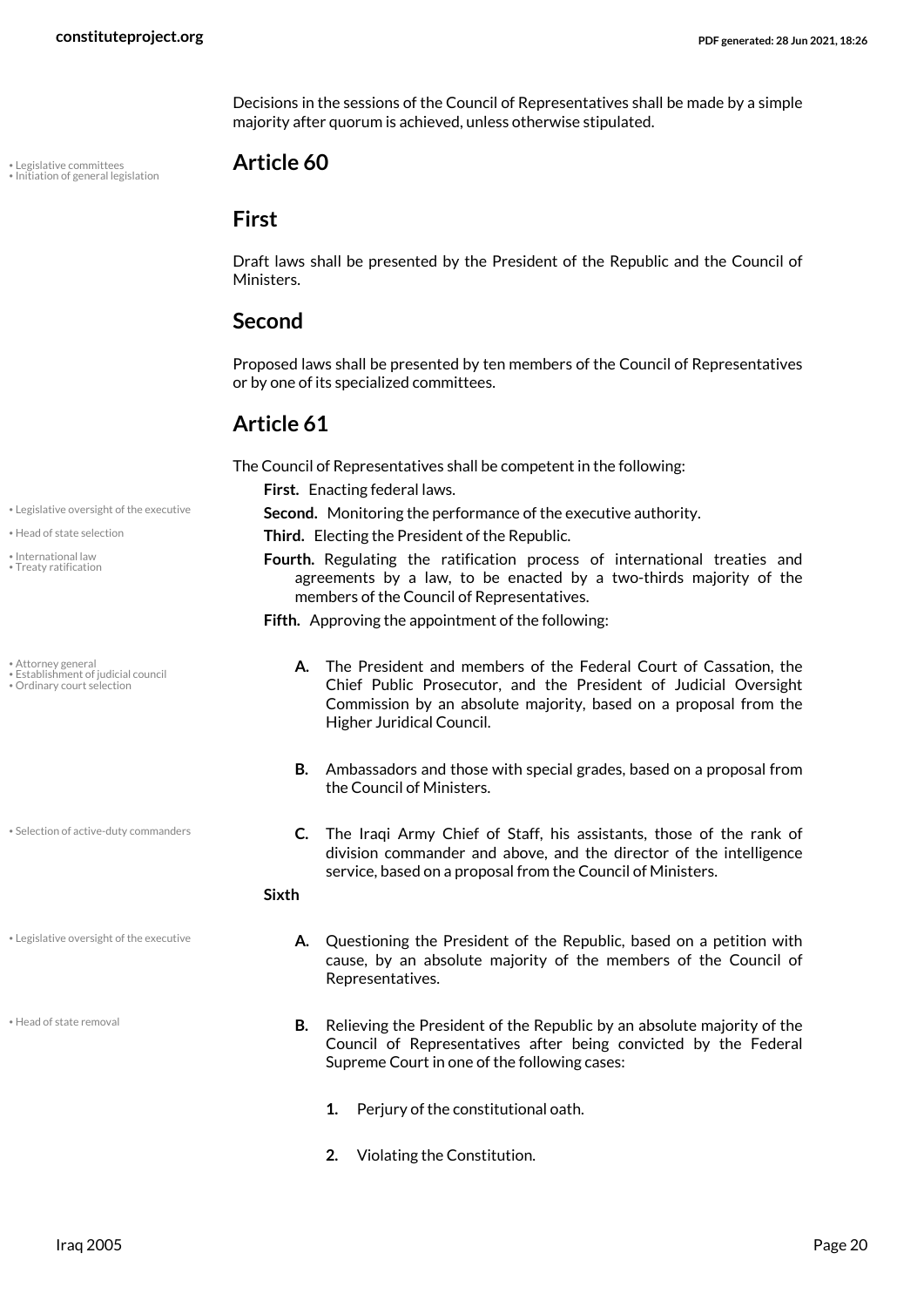Decisions in the sessions of the Council of Representatives shall be made by a simple majority after quorum is achieved, unless otherwise stipulated.

## Article 60

### First

Draft laws shall be presented by the President of the Republic and the Council of Ministers.

### Second

Proposed laws shall be presented by ten members of the Council of Representatives or by one of its specialized committees.

## Article 61

The Council of Representatives shall be competent in the following:

**First.** Enacting federal laws.

**Second.** Monitoring the performance of the executive authority.

**Third.** Electing the President of the Republic.

**Fourth.** Regulating the ratification process of international treaties and agreements by a law, to be enacted by a two-thirds majority of the members of the Council of Representatives.

**Fifth.** Approving the appointment of the following:

- **A.** The President and members of the Federal Court of Cassation, the Chief Public Prosecutor, and the President of Judicial Oversight Commission by an absolute majority, based on a proposal from the Higher Juridical Council.
- **B.** Ambassadors and those with special grades, based on a proposal from the Council of Ministers.
- **C.** The Iraqi Army Chief of Staff, his assistants, those of the rank of division commander and above, and the director of the intelligence service, based on a proposal from the Council of Ministers.

**Sixth**

- **A.** Questioning the President of the Republic, based on a petition with cause, by an absolute majority of the members of the Council of Representatives.
- **B.** Relieving the President of the Republic by an absolute majority of the Council of Representatives after being convicted by the Federal Supreme Court in one of the following cases:
  1. Perjury of the constitutional oath.
  2. Violating the Constitution.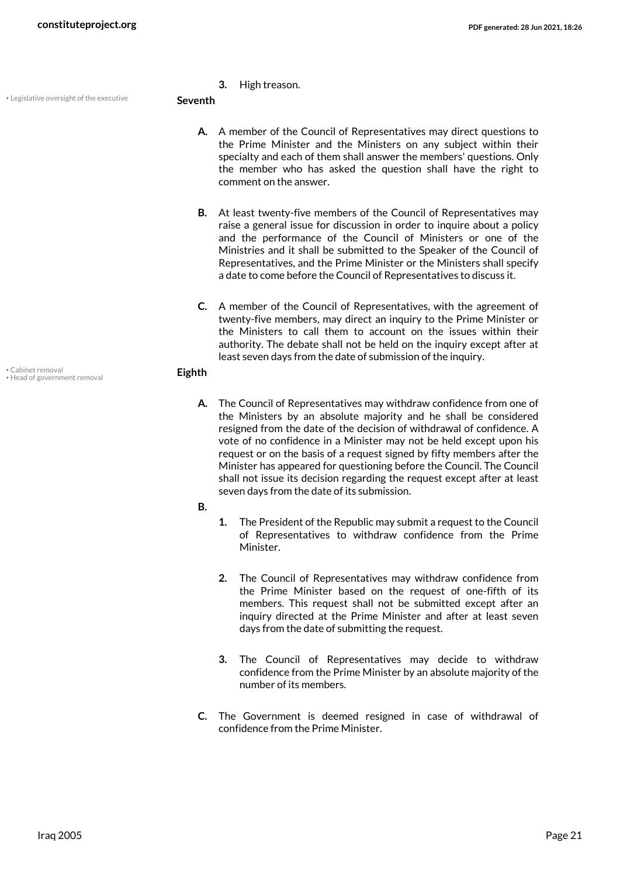3. High treason.

• Legislative oversight of the executive

**Seventh**

**A.** A member of the Council of Representatives may direct questions to the Prime Minister and the Ministers on any subject within their specialty and each of them shall answer the members' questions. Only the member who has asked the question shall have the right to comment on the answer.

**B.** At least twenty-five members of the Council of Representatives may raise a general issue for discussion in order to inquire about a policy and the performance of the Council of Ministers or one of the Ministries and it shall be submitted to the Speaker of the Council of Representatives, and the Prime Minister or the Ministers shall specify a date to come before the Council of Representatives to discuss it.

**C.** A member of the Council of Representatives, with the agreement of twenty-five members, may direct an inquiry to the Prime Minister or the Ministers to call them to account on the issues within their authority. The debate shall not be held on the inquiry except after at least seven days from the date of submission of the inquiry.

• Cabinet removal
• Head of government removal

**Eighth**

**A.** The Council of Representatives may withdraw confidence from one of the Ministers by an absolute majority and he shall be considered resigned from the date of the decision of withdrawal of confidence. A vote of no confidence in a Minister may not be held except upon his request or on the basis of a request signed by fifty members after the Minister has appeared for questioning before the Council. The Council shall not issue its decision regarding the request except after at least seven days from the date of its submission.

**B.**

1. The President of the Republic may submit a request to the Council of Representatives to withdraw confidence from the Prime Minister.

2. The Council of Representatives may withdraw confidence from the Prime Minister based on the request of one-fifth of its members. This request shall not be submitted except after an inquiry directed at the Prime Minister and after at least seven days from the date of submitting the request.

3. The Council of Representatives may decide to withdraw confidence from the Prime Minister by an absolute majority of the number of its members.

**C.** The Government is deemed resigned in case of withdrawal of confidence from the Prime Minister.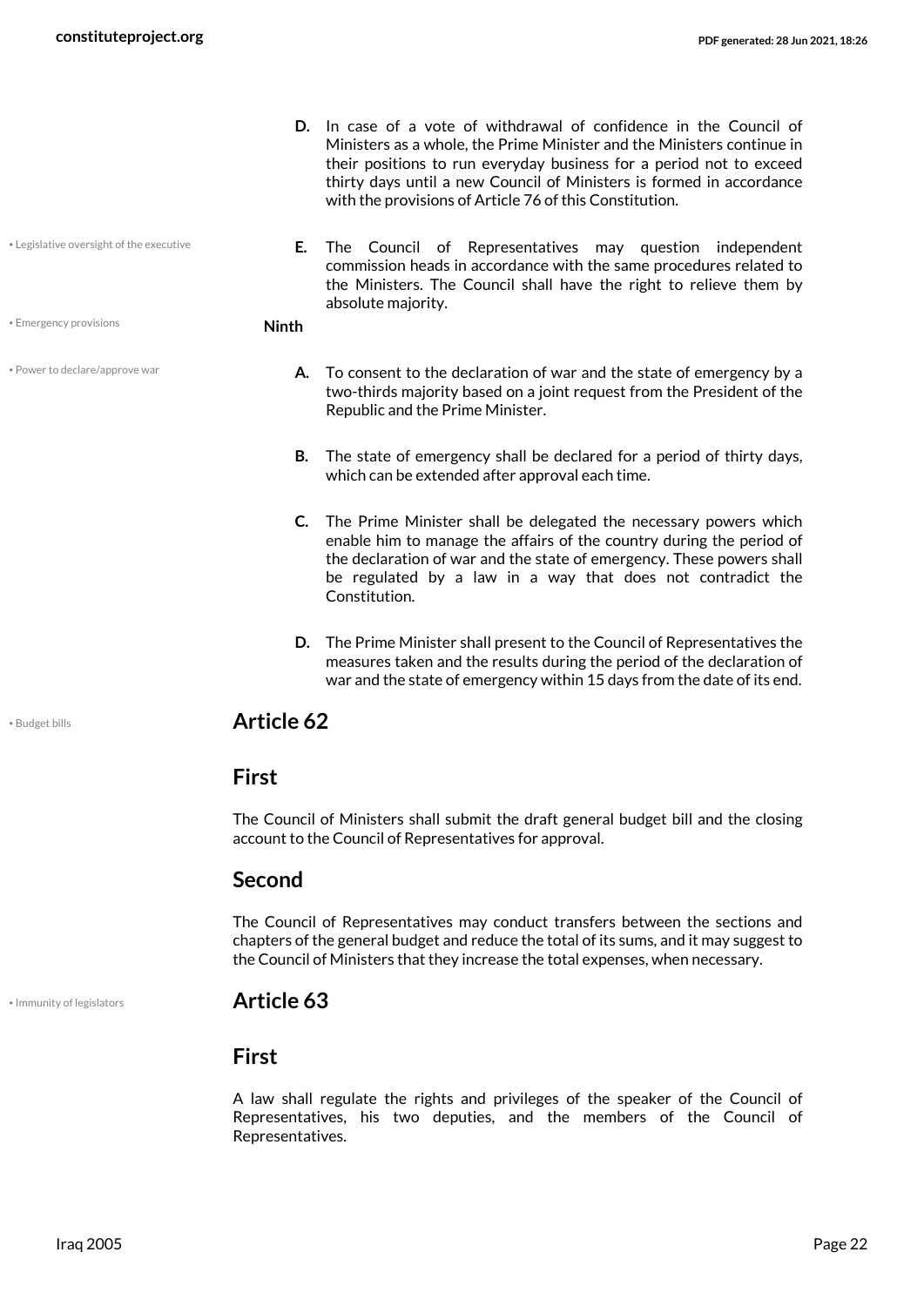D. In case of a vote of withdrawal of confidence in the Council of Ministers as a whole, the Prime Minister and the Ministers continue in their positions to run everyday business for a period not to exceed thirty days until a new Council of Ministers is formed in accordance with the provisions of Article 76 of this Constitution.

E. The Council of Representatives may question independent commission heads in accordance with the same procedures related to the Ministers. The Council shall have the right to relieve them by absolute majority.

**Ninth**

A. To consent to the declaration of war and the state of emergency by a two-thirds majority based on a joint request from the President of the Republic and the Prime Minister.

B. The state of emergency shall be declared for a period of thirty days, which can be extended after approval each time.

C. The Prime Minister shall be delegated the necessary powers which enable him to manage the affairs of the country during the period of the declaration of war and the state of emergency. These powers shall be regulated by a law in a way that does not contradict the Constitution.

D. The Prime Minister shall present to the Council of Representatives the measures taken and the results during the period of the declaration of war and the state of emergency within 15 days from the date of its end.

## Article 62

### First

The Council of Ministers shall submit the draft general budget bill and the closing account to the Council of Representatives for approval.

### Second

The Council of Representatives may conduct transfers between the sections and chapters of the general budget and reduce the total of its sums, and it may suggest to the Council of Ministers that they increase the total expenses, when necessary.

## Article 63

### First

A law shall regulate the rights and privileges of the speaker of the Council of Representatives, his two deputies, and the members of the Council of Representatives.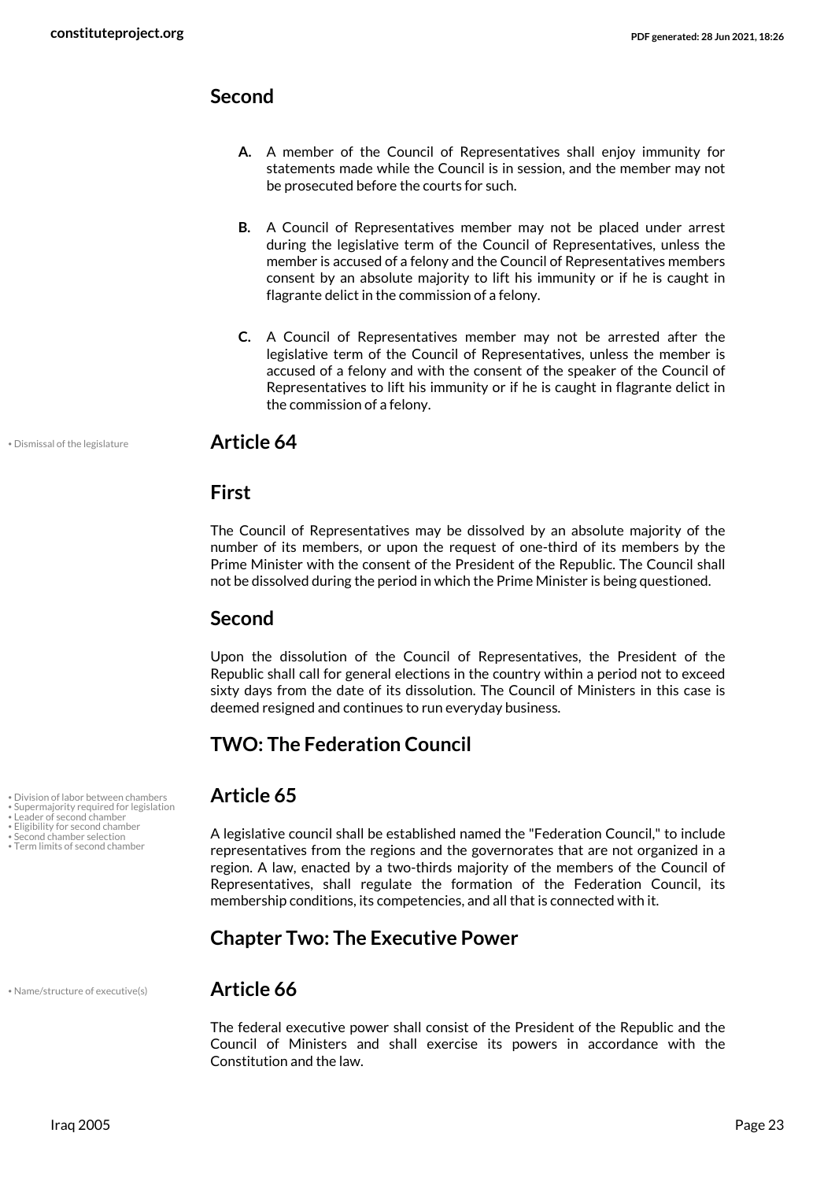## Second

**A.** A member of the Council of Representatives shall enjoy immunity for statements made while the Council is in session, and the member may not be prosecuted before the courts for such.

**B.** A Council of Representatives member may not be placed under arrest during the legislative term of the Council of Representatives, unless the member is accused of a felony and the Council of Representatives members consent by an absolute majority to lift his immunity or if he is caught in flagrante delict in the commission of a felony.

**C.** A Council of Representatives member may not be arrested after the legislative term of the Council of Representatives, unless the member is accused of a felony and with the consent of the speaker of the Council of Representatives to lift his immunity or if he is caught in flagrante delict in the commission of a felony.

• Dismissal of the legislature

## Article 64

## First

The Council of Representatives may be dissolved by an absolute majority of the number of its members, or upon the request of one-third of its members by the Prime Minister with the consent of the President of the Republic. The Council shall not be dissolved during the period in which the Prime Minister is being questioned.

## Second

Upon the dissolution of the Council of Representatives, the President of the Republic shall call for general elections in the country within a period not to exceed sixty days from the date of its dissolution. The Council of Ministers in this case is deemed resigned and continues to run everyday business.

## TWO: The Federation Council

• Division of labor between chambers
• Supermajority required for legislation
• Leader of second chamber
• Eligibility for second chamber
• Second chamber selection
• Term limits of second chamber

## Article 65

A legislative council shall be established named the "Federation Council," to include representatives from the regions and the governorates that are not organized in a region. A law, enacted by a two-thirds majority of the members of the Council of Representatives, shall regulate the formation of the Federation Council, its membership conditions, its competencies, and all that is connected with it.

## Chapter Two: The Executive Power

• Name/structure of executive(s)

## Article 66

The federal executive power shall consist of the President of the Republic and the Council of Ministers and shall exercise its powers in accordance with the Constitution and the law.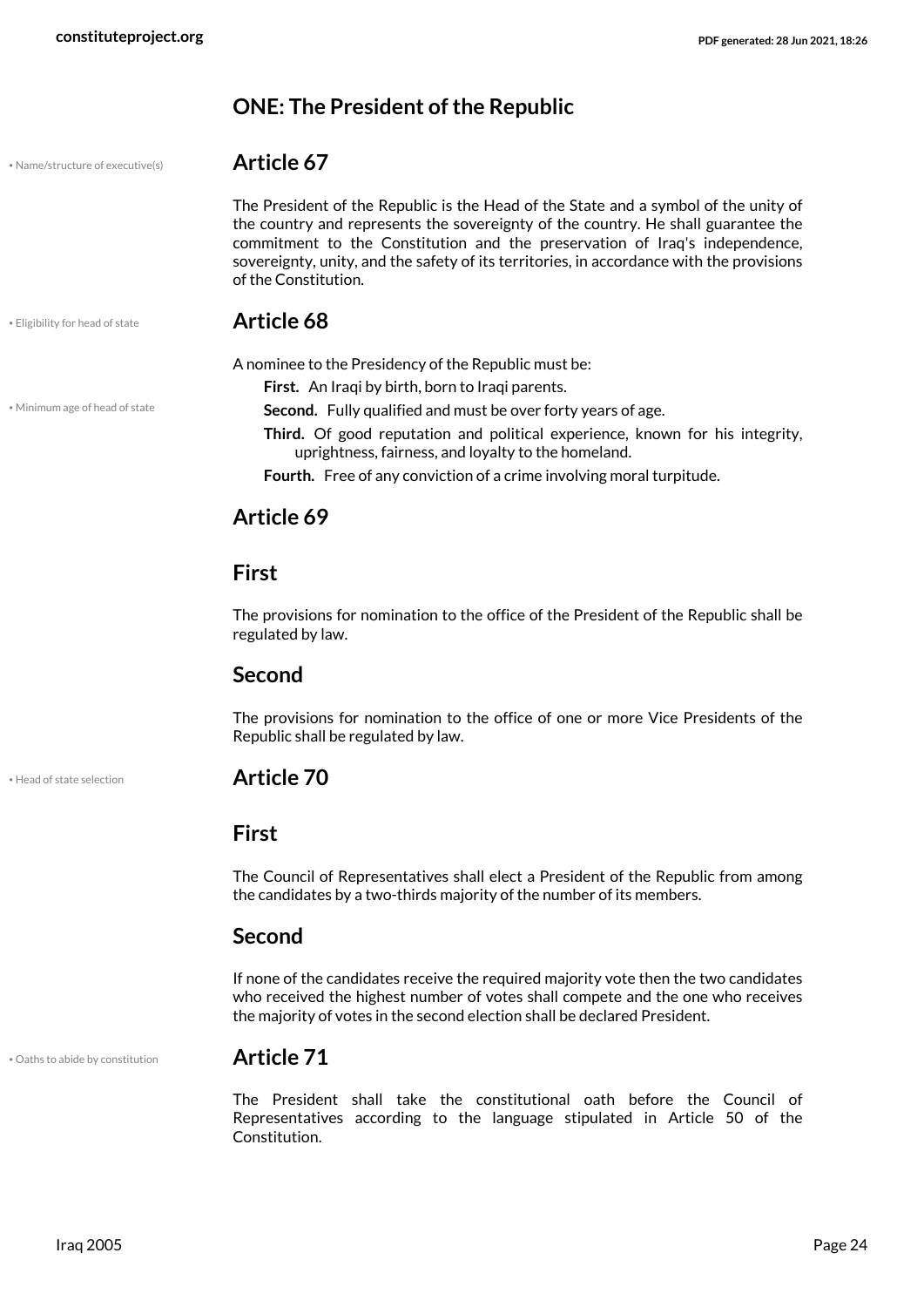## ONE: The President of the Republic

• Name/structure of executive(s)

### Article 67

The President of the Republic is the Head of the State and a symbol of the unity of the country and represents the sovereignty of the country. He shall guarantee the commitment to the Constitution and the preservation of Iraq's independence, sovereignty, unity, and the safety of its territories, in accordance with the provisions of the Constitution.

• Eligibility for head of state

### Article 68

A nominee to the Presidency of the Republic must be:

**First.** An Iraqi by birth, born to Iraqi parents.

• Minimum age of head of state

**Second.** Fully qualified and must be over forty years of age.

**Third.** Of good reputation and political experience, known for his integrity, uprightness, fairness, and loyalty to the homeland.

**Fourth.** Free of any conviction of a crime involving moral turpitude.

### Article 69

#### First

The provisions for nomination to the office of the President of the Republic shall be regulated by law.

#### Second

The provisions for nomination to the office of one or more Vice Presidents of the Republic shall be regulated by law.

• Head of state selection

### Article 70

#### First

The Council of Representatives shall elect a President of the Republic from among the candidates by a two-thirds majority of the number of its members.

#### Second

If none of the candidates receive the required majority vote then the two candidates who received the highest number of votes shall compete and the one who receives the majority of votes in the second election shall be declared President.

• Oaths to abide by constitution

### Article 71

The President shall take the constitutional oath before the Council of Representatives according to the language stipulated in Article 50 of the Constitution.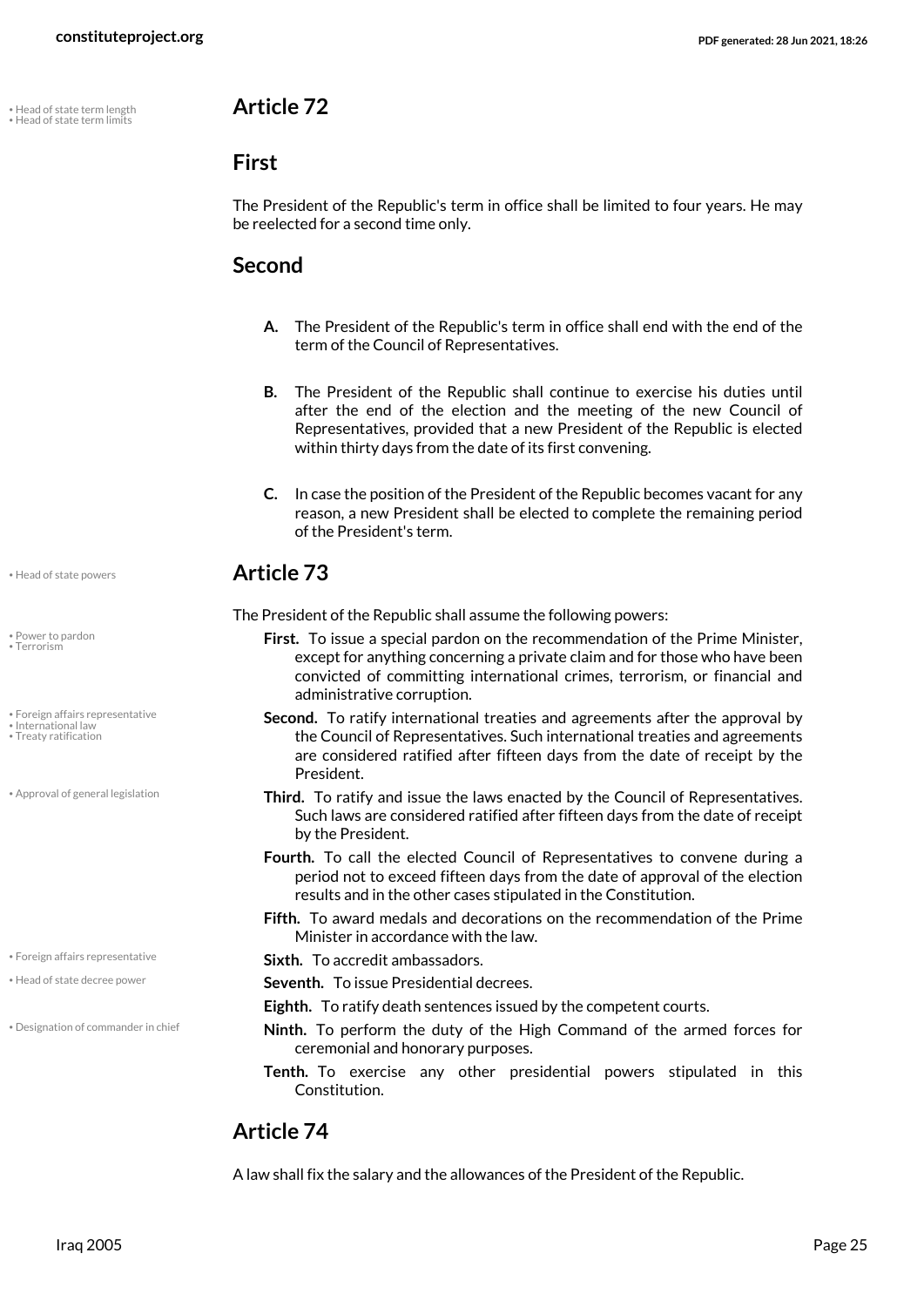## Article 72

### First

The President of the Republic's term in office shall be limited to four years. He may be reelected for a second time only.

### Second

- **A.** The President of the Republic's term in office shall end with the end of the term of the Council of Representatives.
- **B.** The President of the Republic shall continue to exercise his duties until after the end of the election and the meeting of the new Council of Representatives, provided that a new President of the Republic is elected within thirty days from the date of its first convening.
- **C.** In case the position of the President of the Republic becomes vacant for any reason, a new President shall be elected to complete the remaining period of the President's term.

## Article 73

The President of the Republic shall assume the following powers:

- **First.** To issue a special pardon on the recommendation of the Prime Minister, except for anything concerning a private claim and for those who have been convicted of committing international crimes, terrorism, or financial and administrative corruption.
- **Second.** To ratify international treaties and agreements after the approval by the Council of Representatives. Such international treaties and agreements are considered ratified after fifteen days from the date of receipt by the President.
- **Third.** To ratify and issue the laws enacted by the Council of Representatives. Such laws are considered ratified after fifteen days from the date of receipt by the President.
- **Fourth.** To call the elected Council of Representatives to convene during a period not to exceed fifteen days from the date of approval of the election results and in the other cases stipulated in the Constitution.
- **Fifth.** To award medals and decorations on the recommendation of the Prime Minister in accordance with the law.
- **Sixth.** To accredit ambassadors.
- **Seventh.** To issue Presidential decrees.
- **Eighth.** To ratify death sentences issued by the competent courts.
- **Ninth.** To perform the duty of the High Command of the armed forces for ceremonial and honorary purposes.
- **Tenth.** To exercise any other presidential powers stipulated in this Constitution.

## Article 74

A law shall fix the salary and the allowances of the President of the Republic.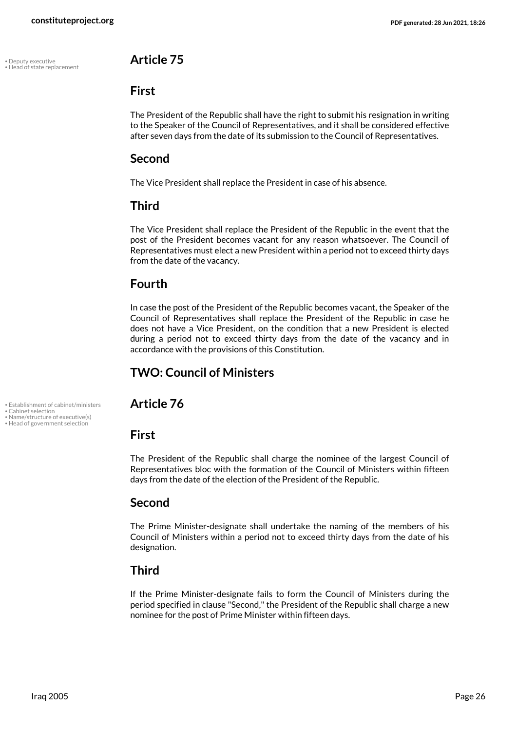• Deputy executive
• Head of state replacement

## Article 75

### First

The President of the Republic shall have the right to submit his resignation in writing to the Speaker of the Council of Representatives, and it shall be considered effective after seven days from the date of its submission to the Council of Representatives.

### Second

The Vice President shall replace the President in case of his absence.

### Third

The Vice President shall replace the President of the Republic in the event that the post of the President becomes vacant for any reason whatsoever. The Council of Representatives must elect a new President within a period not to exceed thirty days from the date of the vacancy.

### Fourth

In case the post of the President of the Republic becomes vacant, the Speaker of the Council of Representatives shall replace the President of the Republic in case he does not have a Vice President, on the condition that a new President is elected during a period not to exceed thirty days from the date of the vacancy and in accordance with the provisions of this Constitution.

## TWO: Council of Ministers

• Establishment of cabinet/ministers
• Cabinet selection
• Name/structure of executive(s)
• Head of government selection

## Article 76

### First

The President of the Republic shall charge the nominee of the largest Council of Representatives bloc with the formation of the Council of Ministers within fifteen days from the date of the election of the President of the Republic.

### Second

The Prime Minister-designate shall undertake the naming of the members of his Council of Ministers within a period not to exceed thirty days from the date of his designation.

### Third

If the Prime Minister-designate fails to form the Council of Ministers during the period specified in clause "Second," the President of the Republic shall charge a new nominee for the post of Prime Minister within fifteen days.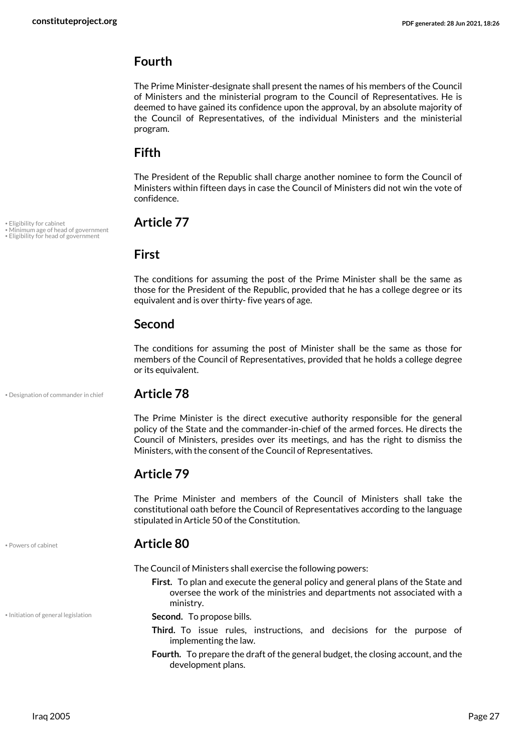### Fourth

The Prime Minister-designate shall present the names of his members of the Council of Ministers and the ministerial program to the Council of Representatives. He is deemed to have gained its confidence upon the approval, by an absolute majority of the Council of Representatives, of the individual Ministers and the ministerial program.

### Fifth

The President of the Republic shall charge another nominee to form the Council of Ministers within fifteen days in case the Council of Ministers did not win the vote of confidence.

• Eligibility for cabinet
• Minimum age of head of government
• Eligibility for head of government

## Article 77

### First

The conditions for assuming the post of the Prime Minister shall be the same as those for the President of the Republic, provided that he has a college degree or its equivalent and is over thirty- five years of age.

### Second

The conditions for assuming the post of Minister shall be the same as those for members of the Council of Representatives, provided that he holds a college degree or its equivalent.

• Designation of commander in chief

## Article 78

The Prime Minister is the direct executive authority responsible for the general policy of the State and the commander-in-chief of the armed forces. He directs the Council of Ministers, presides over its meetings, and has the right to dismiss the Ministers, with the consent of the Council of Representatives.

## Article 79

The Prime Minister and members of the Council of Ministers shall take the constitutional oath before the Council of Representatives according to the language stipulated in Article 50 of the Constitution.

• Powers of cabinet

## Article 80

The Council of Ministers shall exercise the following powers:

- **First.** To plan and execute the general policy and general plans of the State and oversee the work of the ministries and departments not associated with a ministry.
- **Second.** To propose bills. (• Initiation of general legislation)
- **Third.** To issue rules, instructions, and decisions for the purpose of implementing the law.
- **Fourth.** To prepare the draft of the general budget, the closing account, and the development plans.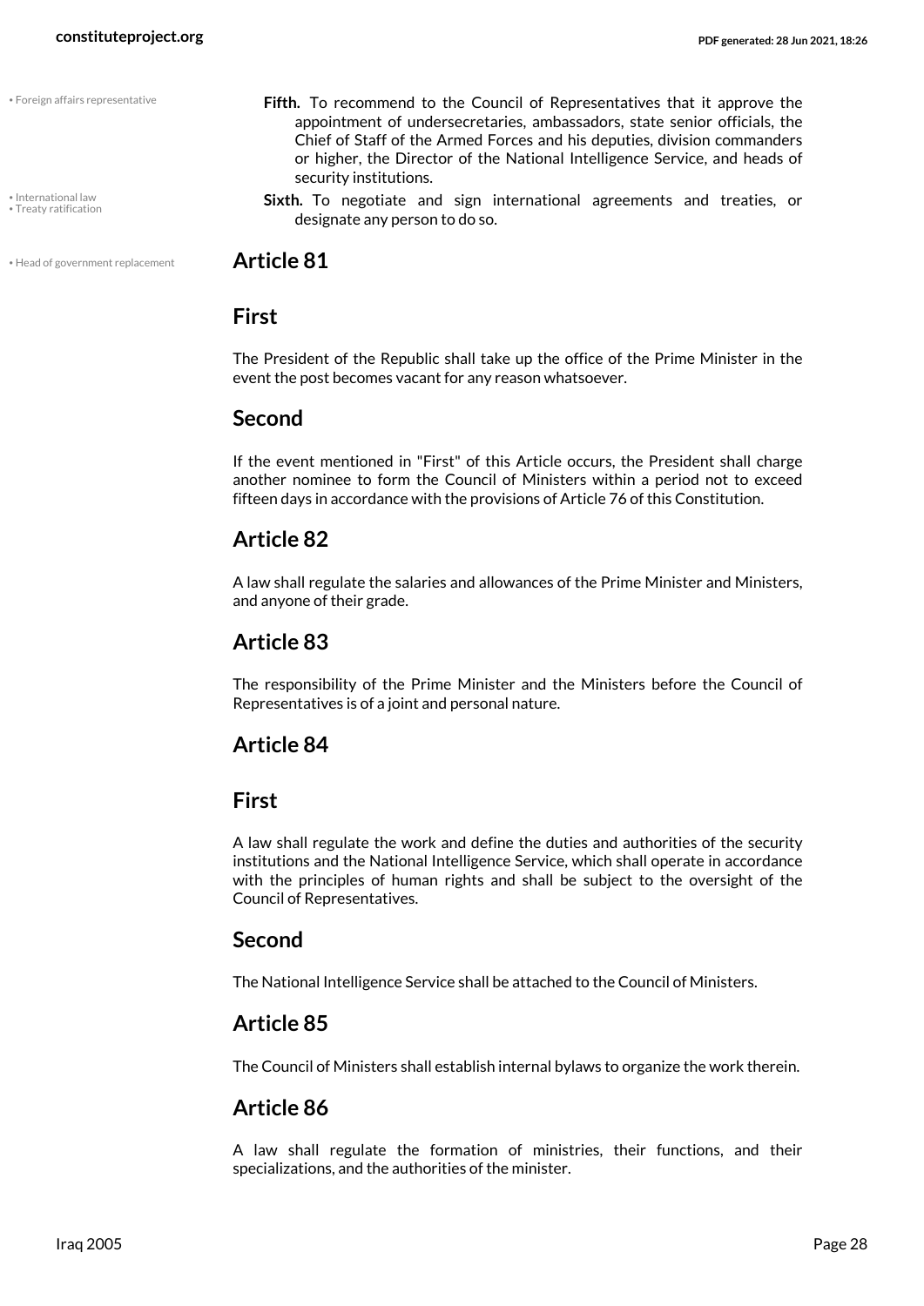**Fifth.** To recommend to the Council of Representatives that it approve the appointment of undersecretaries, ambassadors, state senior officials, the Chief of Staff of the Armed Forces and his deputies, division commanders or higher, the Director of the National Intelligence Service, and heads of security institutions.

**Sixth.** To negotiate and sign international agreements and treaties, or designate any person to do so.

## Article 81

### First

The President of the Republic shall take up the office of the Prime Minister in the event the post becomes vacant for any reason whatsoever.

### Second

If the event mentioned in "First" of this Article occurs, the President shall charge another nominee to form the Council of Ministers within a period not to exceed fifteen days in accordance with the provisions of Article 76 of this Constitution.

## Article 82

A law shall regulate the salaries and allowances of the Prime Minister and Ministers, and anyone of their grade.

## Article 83

The responsibility of the Prime Minister and the Ministers before the Council of Representatives is of a joint and personal nature.

## Article 84

### First

A law shall regulate the work and define the duties and authorities of the security institutions and the National Intelligence Service, which shall operate in accordance with the principles of human rights and shall be subject to the oversight of the Council of Representatives.

### Second

The National Intelligence Service shall be attached to the Council of Ministers.

## Article 85

The Council of Ministers shall establish internal bylaws to organize the work therein.

## Article 86

A law shall regulate the formation of ministries, their functions, and their specializations, and the authorities of the minister.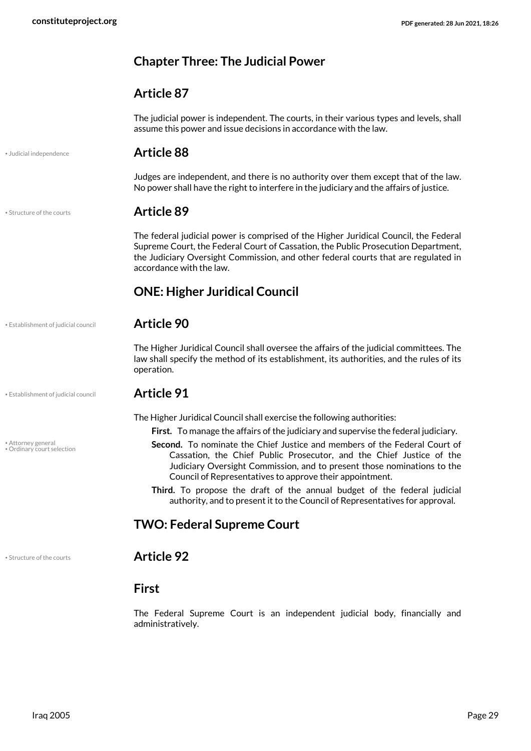## Chapter Three: The Judicial Power

### Article 87

The judicial power is independent. The courts, in their various types and levels, shall assume this power and issue decisions in accordance with the law.

### Article 88

Judges are independent, and there is no authority over them except that of the law. No power shall have the right to interfere in the judiciary and the affairs of justice.

### Article 89

The federal judicial power is comprised of the Higher Juridical Council, the Federal Supreme Court, the Federal Court of Cassation, the Public Prosecution Department, the Judiciary Oversight Commission, and other federal courts that are regulated in accordance with the law.

## ONE: Higher Juridical Council

### Article 90

The Higher Juridical Council shall oversee the affairs of the judicial committees. The law shall specify the method of its establishment, its authorities, and the rules of its operation.

### Article 91

The Higher Juridical Council shall exercise the following authorities:

- **First.** To manage the affairs of the judiciary and supervise the federal judiciary.
- **Second.** To nominate the Chief Justice and members of the Federal Court of Cassation, the Chief Public Prosecutor, and the Chief Justice of the Judiciary Oversight Commission, and to present those nominations to the Council of Representatives to approve their appointment.
- **Third.** To propose the draft of the annual budget of the federal judicial authority, and to present it to the Council of Representatives for approval.

## TWO: Federal Supreme Court

### Article 92

### First

The Federal Supreme Court is an independent judicial body, financially and administratively.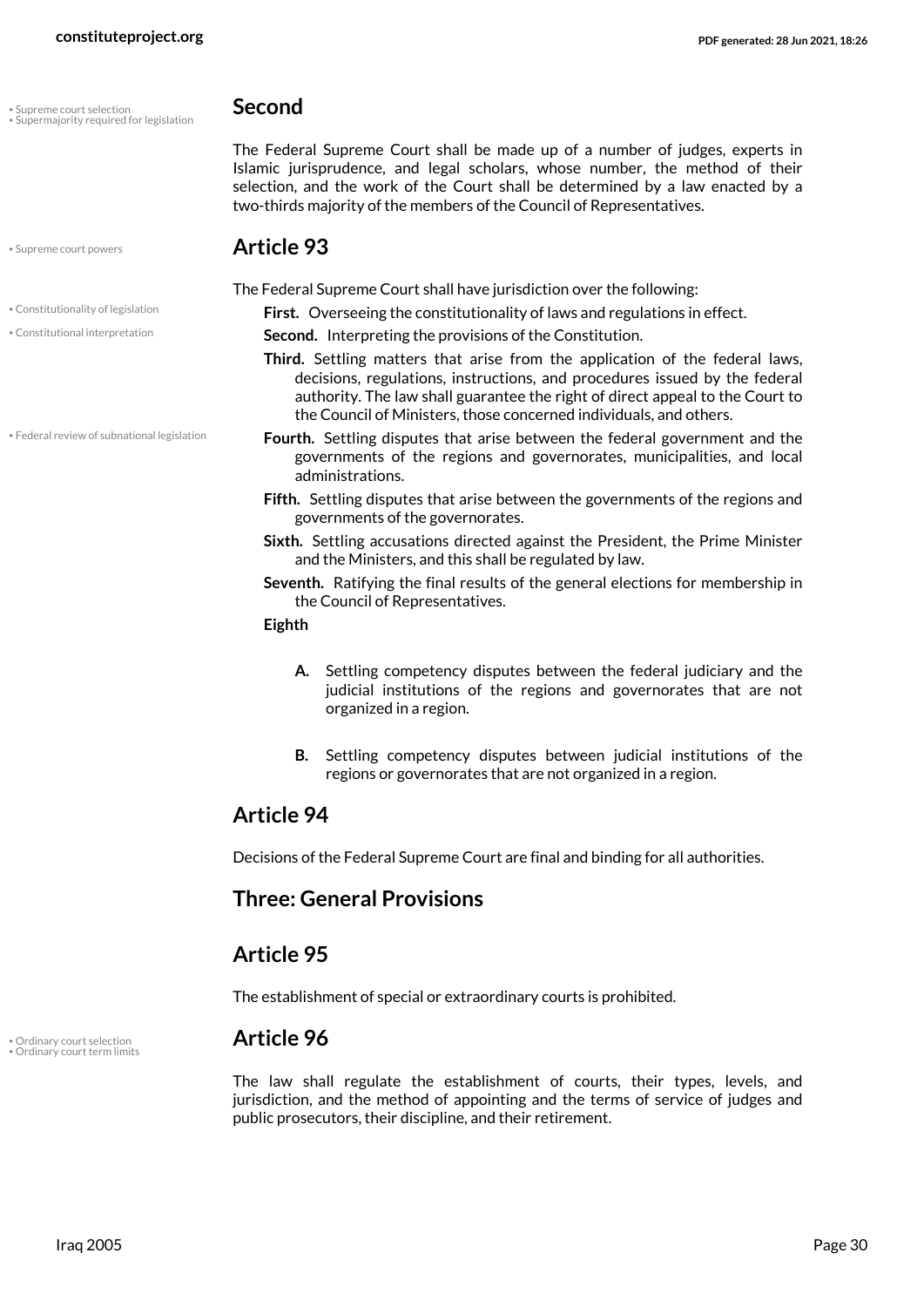## Second

The Federal Supreme Court shall be made up of a number of judges, experts in Islamic jurisprudence, and legal scholars, whose number, the method of their selection, and the work of the Court shall be determined by a law enacted by a two-thirds majority of the members of the Council of Representatives.

## Article 93

The Federal Supreme Court shall have jurisdiction over the following:

**First.** Overseeing the constitutionality of laws and regulations in effect.

**Second.** Interpreting the provisions of the Constitution.

**Third.** Settling matters that arise from the application of the federal laws, decisions, regulations, instructions, and procedures issued by the federal authority. The law shall guarantee the right of direct appeal to the Court to the Council of Ministers, those concerned individuals, and others.

**Fourth.** Settling disputes that arise between the federal government and the governments of the regions and governorates, municipalities, and local administrations.

**Fifth.** Settling disputes that arise between the governments of the regions and governments of the governorates.

**Sixth.** Settling accusations directed against the President, the Prime Minister and the Ministers, and this shall be regulated by law.

**Seventh.** Ratifying the final results of the general elections for membership in the Council of Representatives.

**Eighth**

- **A.** Settling competency disputes between the federal judiciary and the judicial institutions of the regions and governorates that are not organized in a region.
- **B.** Settling competency disputes between judicial institutions of the regions or governorates that are not organized in a region.

## Article 94

Decisions of the Federal Supreme Court are final and binding for all authorities.

## Three: General Provisions

## Article 95

The establishment of special or extraordinary courts is prohibited.

## Article 96

The law shall regulate the establishment of courts, their types, levels, and jurisdiction, and the method of appointing and the terms of service of judges and public prosecutors, their discipline, and their retirement.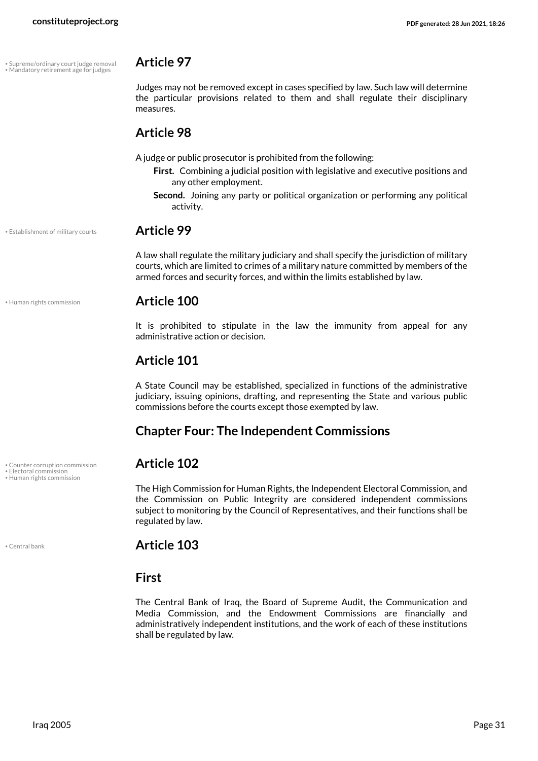## Article 97

Judges may not be removed except in cases specified by law. Such law will determine the particular provisions related to them and shall regulate their disciplinary measures.

## Article 98

A judge or public prosecutor is prohibited from the following:

**First.** Combining a judicial position with legislative and executive positions and any other employment.

**Second.** Joining any party or political organization or performing any political activity.

## Article 99

A law shall regulate the military judiciary and shall specify the jurisdiction of military courts, which are limited to crimes of a military nature committed by members of the armed forces and security forces, and within the limits established by law.

## Article 100

It is prohibited to stipulate in the law the immunity from appeal for any administrative action or decision.

## Article 101

A State Council may be established, specialized in functions of the administrative judiciary, issuing opinions, drafting, and representing the State and various public commissions before the courts except those exempted by law.

# Chapter Four: The Independent Commissions

## Article 102

The High Commission for Human Rights, the Independent Electoral Commission, and the Commission on Public Integrity are considered independent commissions subject to monitoring by the Council of Representatives, and their functions shall be regulated by law.

## Article 103

### First

The Central Bank of Iraq, the Board of Supreme Audit, the Communication and Media Commission, and the Endowment Commissions are financially and administratively independent institutions, and the work of each of these institutions shall be regulated by law.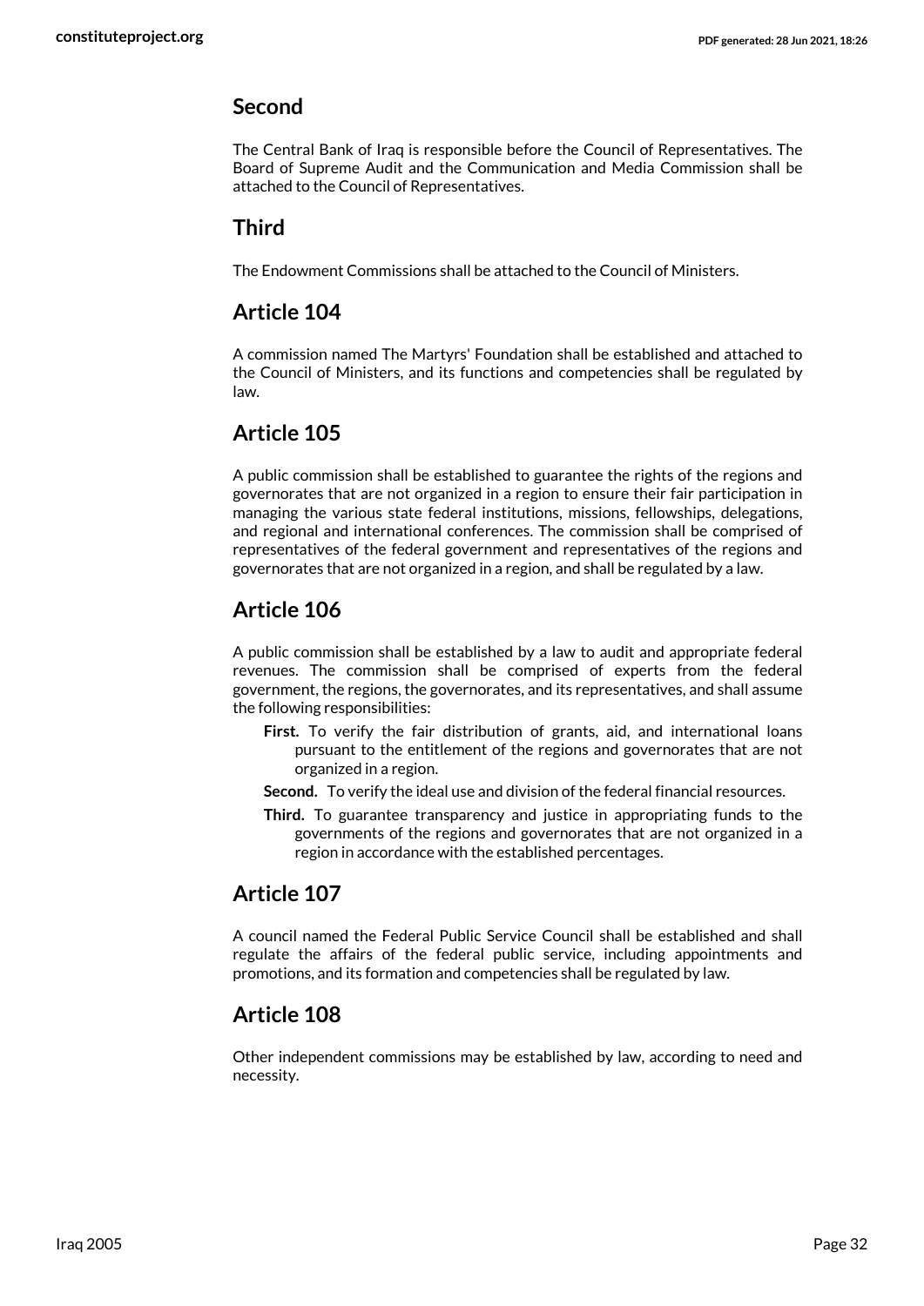## Second

The Central Bank of Iraq is responsible before the Council of Representatives. The Board of Supreme Audit and the Communication and Media Commission shall be attached to the Council of Representatives.

## Third

The Endowment Commissions shall be attached to the Council of Ministers.

## Article 104

A commission named The Martyrs' Foundation shall be established and attached to the Council of Ministers, and its functions and competencies shall be regulated by law.

## Article 105

A public commission shall be established to guarantee the rights of the regions and governorates that are not organized in a region to ensure their fair participation in managing the various state federal institutions, missions, fellowships, delegations, and regional and international conferences. The commission shall be comprised of representatives of the federal government and representatives of the regions and governorates that are not organized in a region, and shall be regulated by a law.

## Article 106

A public commission shall be established by a law to audit and appropriate federal revenues. The commission shall be comprised of experts from the federal government, the regions, the governorates, and its representatives, and shall assume the following responsibilities:

- **First.** To verify the fair distribution of grants, aid, and international loans pursuant to the entitlement of the regions and governorates that are not organized in a region.
- **Second.** To verify the ideal use and division of the federal financial resources.
- **Third.** To guarantee transparency and justice in appropriating funds to the governments of the regions and governorates that are not organized in a region in accordance with the established percentages.

## Article 107

A council named the Federal Public Service Council shall be established and shall regulate the affairs of the federal public service, including appointments and promotions, and its formation and competencies shall be regulated by law.

## Article 108

Other independent commissions may be established by law, according to need and necessity.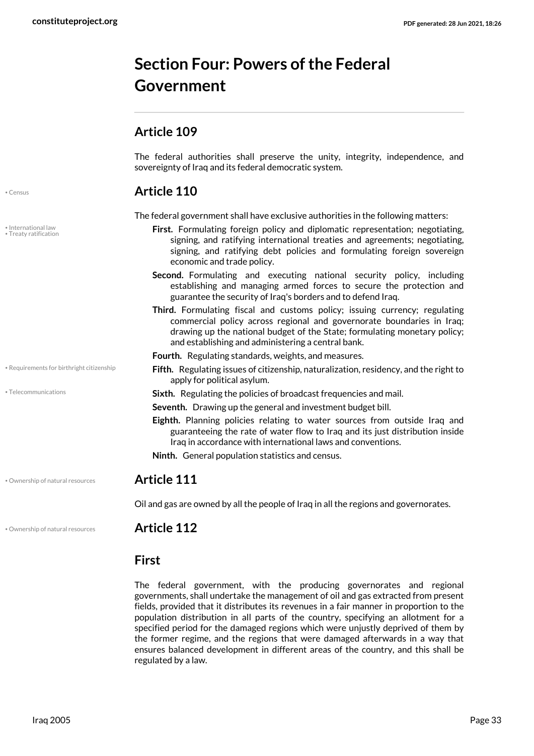# Section Four: Powers of the Federal Government

## Article 109

The federal authorities shall preserve the unity, integrity, independence, and sovereignty of Iraq and its federal democratic system.

## Article 110

The federal government shall have exclusive authorities in the following matters:

**First.** Formulating foreign policy and diplomatic representation; negotiating, signing, and ratifying international treaties and agreements; negotiating, signing, and ratifying debt policies and formulating foreign sovereign economic and trade policy.

**Second.** Formulating and executing national security policy, including establishing and managing armed forces to secure the protection and guarantee the security of Iraq's borders and to defend Iraq.

**Third.** Formulating fiscal and customs policy; issuing currency; regulating commercial policy across regional and governorate boundaries in Iraq; drawing up the national budget of the State; formulating monetary policy; and establishing and administering a central bank.

**Fourth.** Regulating standards, weights, and measures.

**Fifth.** Regulating issues of citizenship, naturalization, residency, and the right to apply for political asylum.

**Sixth.** Regulating the policies of broadcast frequencies and mail.

**Seventh.** Drawing up the general and investment budget bill.

**Eighth.** Planning policies relating to water sources from outside Iraq and guaranteeing the rate of water flow to Iraq and its just distribution inside Iraq in accordance with international laws and conventions.

**Ninth.** General population statistics and census.

## Article 111

Oil and gas are owned by all the people of Iraq in all the regions and governorates.

## Article 112

### First

The federal government, with the producing governorates and regional governments, shall undertake the management of oil and gas extracted from present fields, provided that it distributes its revenues in a fair manner in proportion to the population distribution in all parts of the country, specifying an allotment for a specified period for the damaged regions which were unjustly deprived of them by the former regime, and the regions that were damaged afterwards in a way that ensures balanced development in different areas of the country, and this shall be regulated by a law.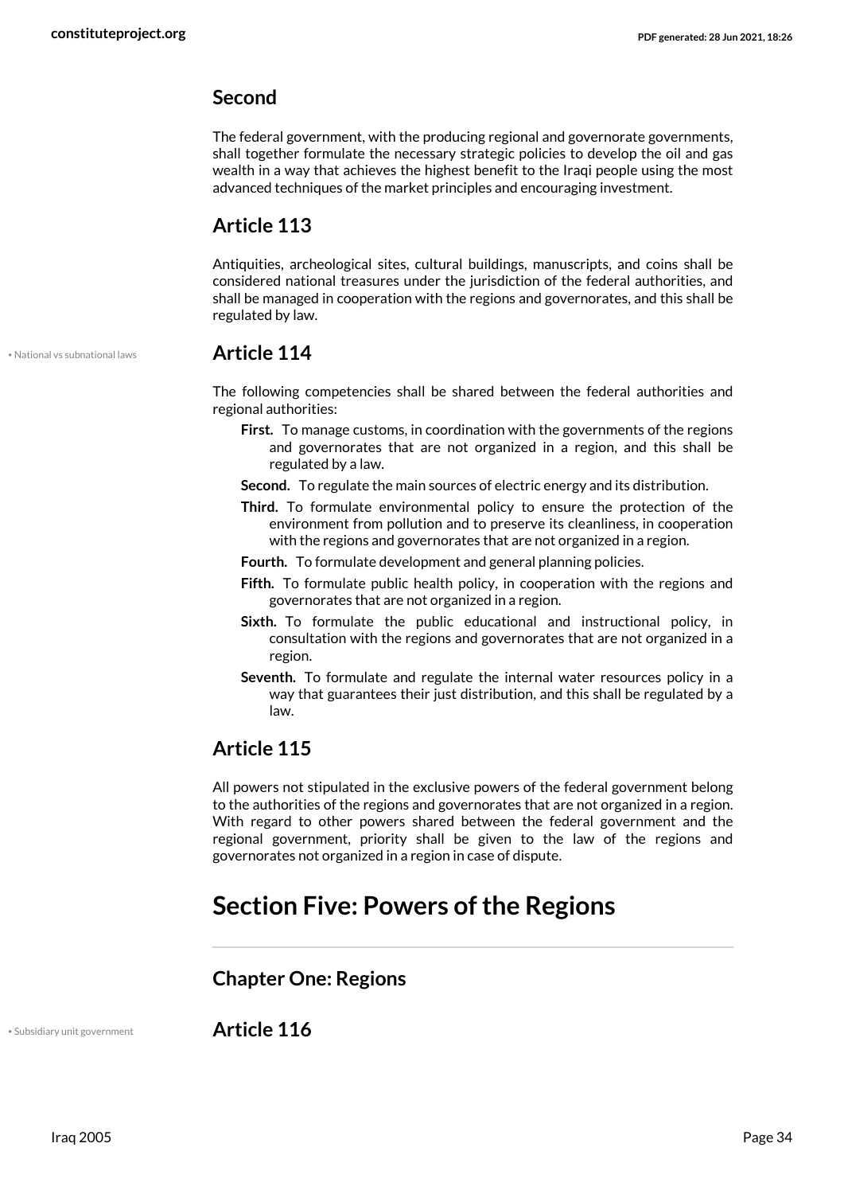### Second

The federal government, with the producing regional and governorate governments, shall together formulate the necessary strategic policies to develop the oil and gas wealth in a way that achieves the highest benefit to the Iraqi people using the most advanced techniques of the market principles and encouraging investment.

## Article 113

Antiquities, archeological sites, cultural buildings, manuscripts, and coins shall be considered national treasures under the jurisdiction of the federal authorities, and shall be managed in cooperation with the regions and governorates, and this shall be regulated by law.

• National vs subnational laws

## Article 114

The following competencies shall be shared between the federal authorities and regional authorities:

- **First.** To manage customs, in coordination with the governments of the regions and governorates that are not organized in a region, and this shall be regulated by a law.
- **Second.** To regulate the main sources of electric energy and its distribution.
- **Third.** To formulate environmental policy to ensure the protection of the environment from pollution and to preserve its cleanliness, in cooperation with the regions and governorates that are not organized in a region.
- **Fourth.** To formulate development and general planning policies.
- **Fifth.** To formulate public health policy, in cooperation with the regions and governorates that are not organized in a region.
- **Sixth.** To formulate the public educational and instructional policy, in consultation with the regions and governorates that are not organized in a region.
- **Seventh.** To formulate and regulate the internal water resources policy in a way that guarantees their just distribution, and this shall be regulated by a law.

## Article 115

All powers not stipulated in the exclusive powers of the federal government belong to the authorities of the regions and governorates that are not organized in a region. With regard to other powers shared between the federal government and the regional government, priority shall be given to the law of the regions and governorates not organized in a region in case of dispute.

# Section Five: Powers of the Regions

## Chapter One: Regions

• Subsidiary unit government

## Article 116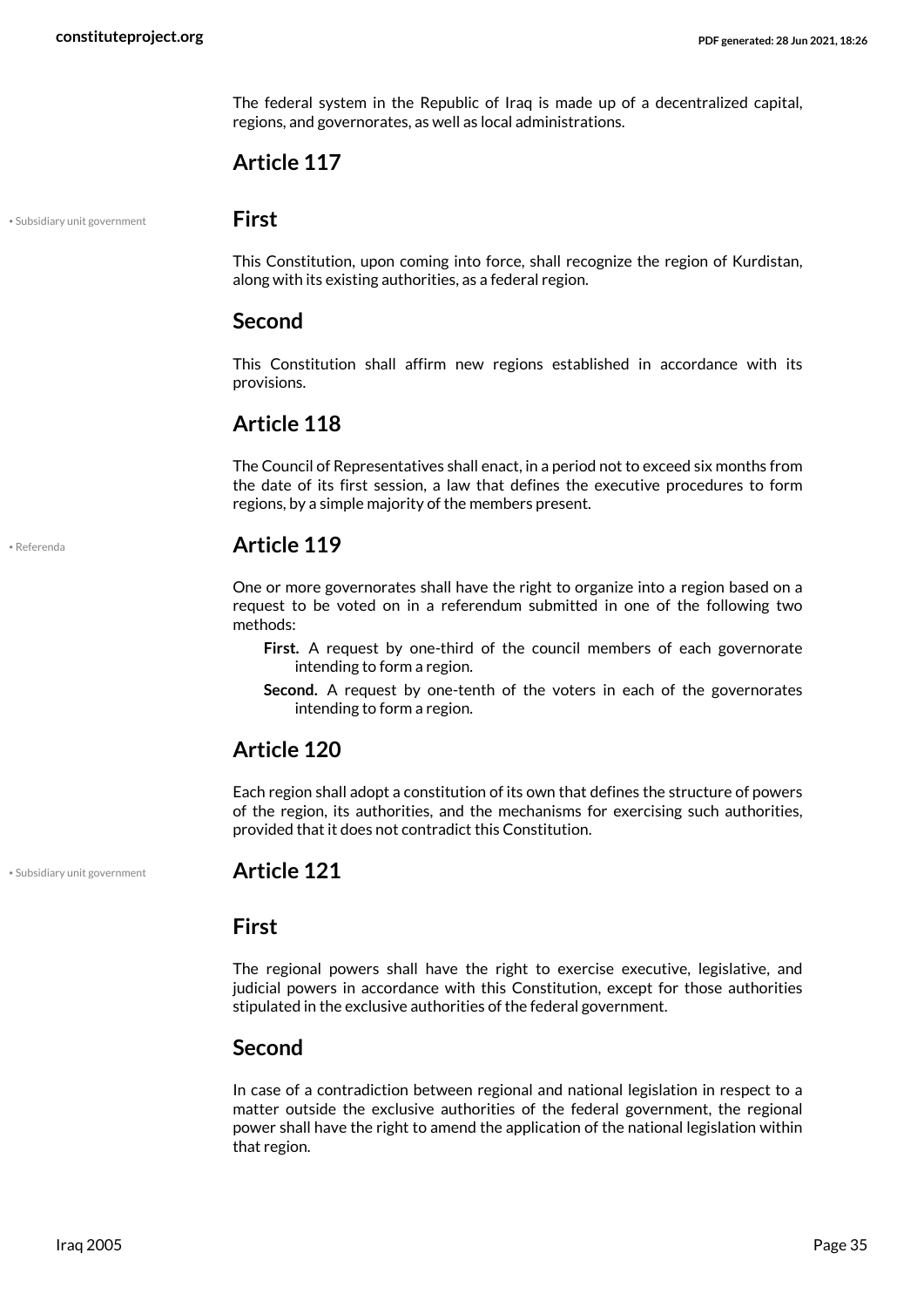The federal system in the Republic of Iraq is made up of a decentralized capital, regions, and governorates, as well as local administrations.

## Article 117

• Subsidiary unit government

### First

This Constitution, upon coming into force, shall recognize the region of Kurdistan, along with its existing authorities, as a federal region.

### Second

This Constitution shall affirm new regions established in accordance with its provisions.

## Article 118

The Council of Representatives shall enact, in a period not to exceed six months from the date of its first session, a law that defines the executive procedures to form regions, by a simple majority of the members present.

• Referenda

## Article 119

One or more governorates shall have the right to organize into a region based on a request to be voted on in a referendum submitted in one of the following two methods:

- **First.** A request by one-third of the council members of each governorate intending to form a region.
- **Second.** A request by one-tenth of the voters in each of the governorates intending to form a region.

## Article 120

Each region shall adopt a constitution of its own that defines the structure of powers of the region, its authorities, and the mechanisms for exercising such authorities, provided that it does not contradict this Constitution.

• Subsidiary unit government

## Article 121

### First

The regional powers shall have the right to exercise executive, legislative, and judicial powers in accordance with this Constitution, except for those authorities stipulated in the exclusive authorities of the federal government.

### Second

In case of a contradiction between regional and national legislation in respect to a matter outside the exclusive authorities of the federal government, the regional power shall have the right to amend the application of the national legislation within that region.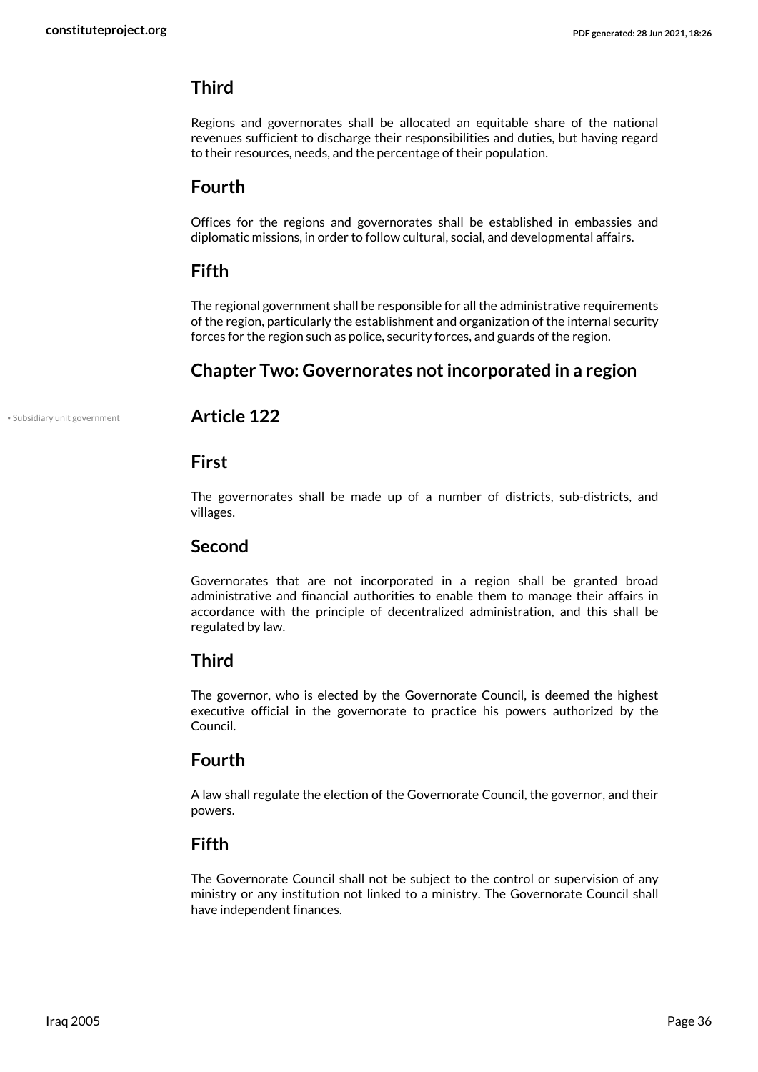## Third

Regions and governorates shall be allocated an equitable share of the national revenues sufficient to discharge their responsibilities and duties, but having regard to their resources, needs, and the percentage of their population.

## Fourth

Offices for the regions and governorates shall be established in embassies and diplomatic missions, in order to follow cultural, social, and developmental affairs.

## Fifth

The regional government shall be responsible for all the administrative requirements of the region, particularly the establishment and organization of the internal security forces for the region such as police, security forces, and guards of the region.

## Chapter Two: Governorates not incorporated in a region

• Subsidiary unit government

## Article 122

## First

The governorates shall be made up of a number of districts, sub-districts, and villages.

## Second

Governorates that are not incorporated in a region shall be granted broad administrative and financial authorities to enable them to manage their affairs in accordance with the principle of decentralized administration, and this shall be regulated by law.

## Third

The governor, who is elected by the Governorate Council, is deemed the highest executive official in the governorate to practice his powers authorized by the Council.

## Fourth

A law shall regulate the election of the Governorate Council, the governor, and their powers.

## Fifth

The Governorate Council shall not be subject to the control or supervision of any ministry or any institution not linked to a ministry. The Governorate Council shall have independent finances.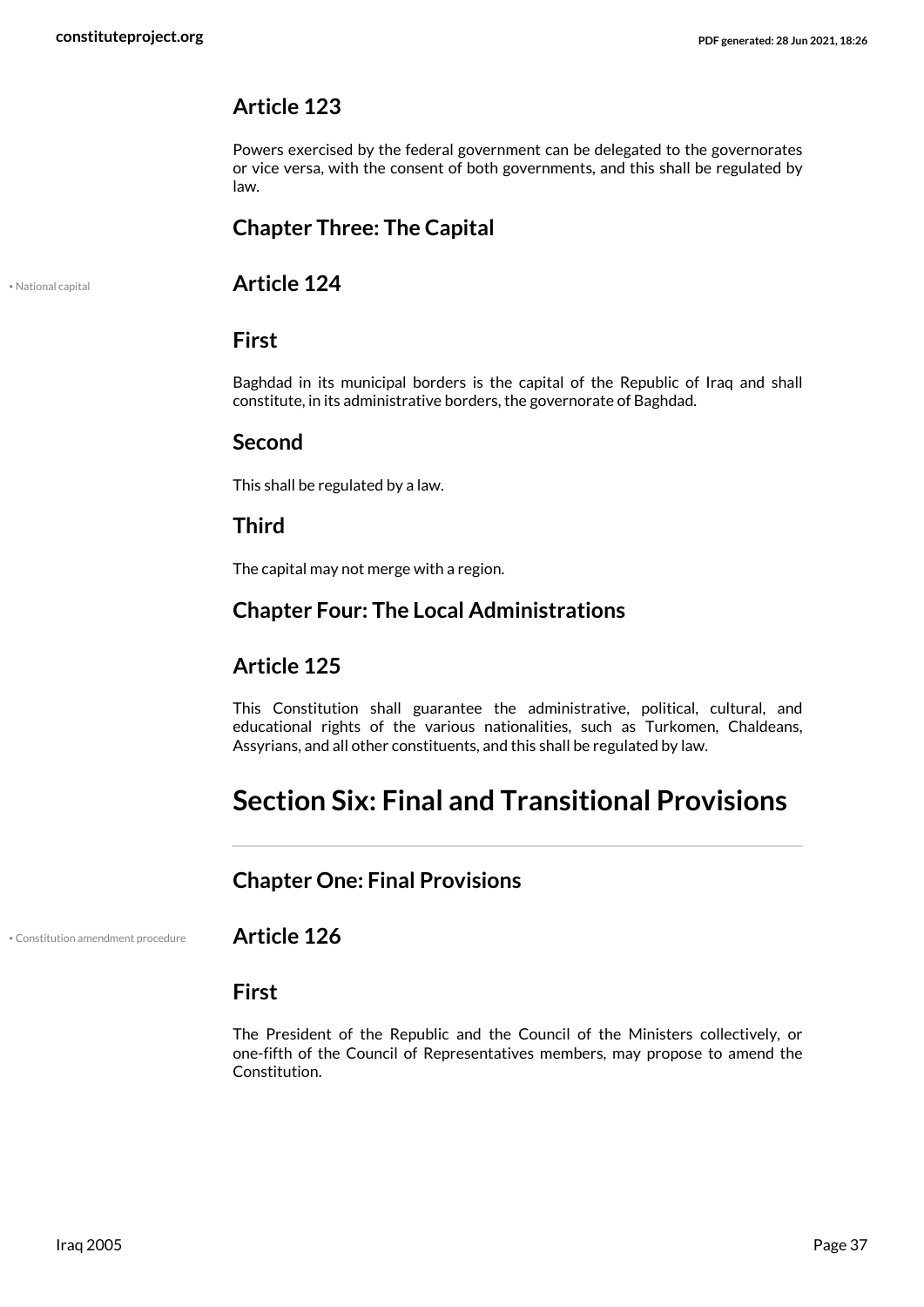## Article 123

Powers exercised by the federal government can be delegated to the governorates or vice versa, with the consent of both governments, and this shall be regulated by law.

## Chapter Three: The Capital

• National capital

## Article 124

### First

Baghdad in its municipal borders is the capital of the Republic of Iraq and shall constitute, in its administrative borders, the governorate of Baghdad.

### Second

This shall be regulated by a law.

### Third

The capital may not merge with a region.

## Chapter Four: The Local Administrations

## Article 125

This Constitution shall guarantee the administrative, political, cultural, and educational rights of the various nationalities, such as Turkomen, Chaldeans, Assyrians, and all other constituents, and this shall be regulated by law.

# Section Six: Final and Transitional Provisions

## Chapter One: Final Provisions

• Constitution amendment procedure

## Article 126

### First

The President of the Republic and the Council of the Ministers collectively, or one-fifth of the Council of Representatives members, may propose to amend the Constitution.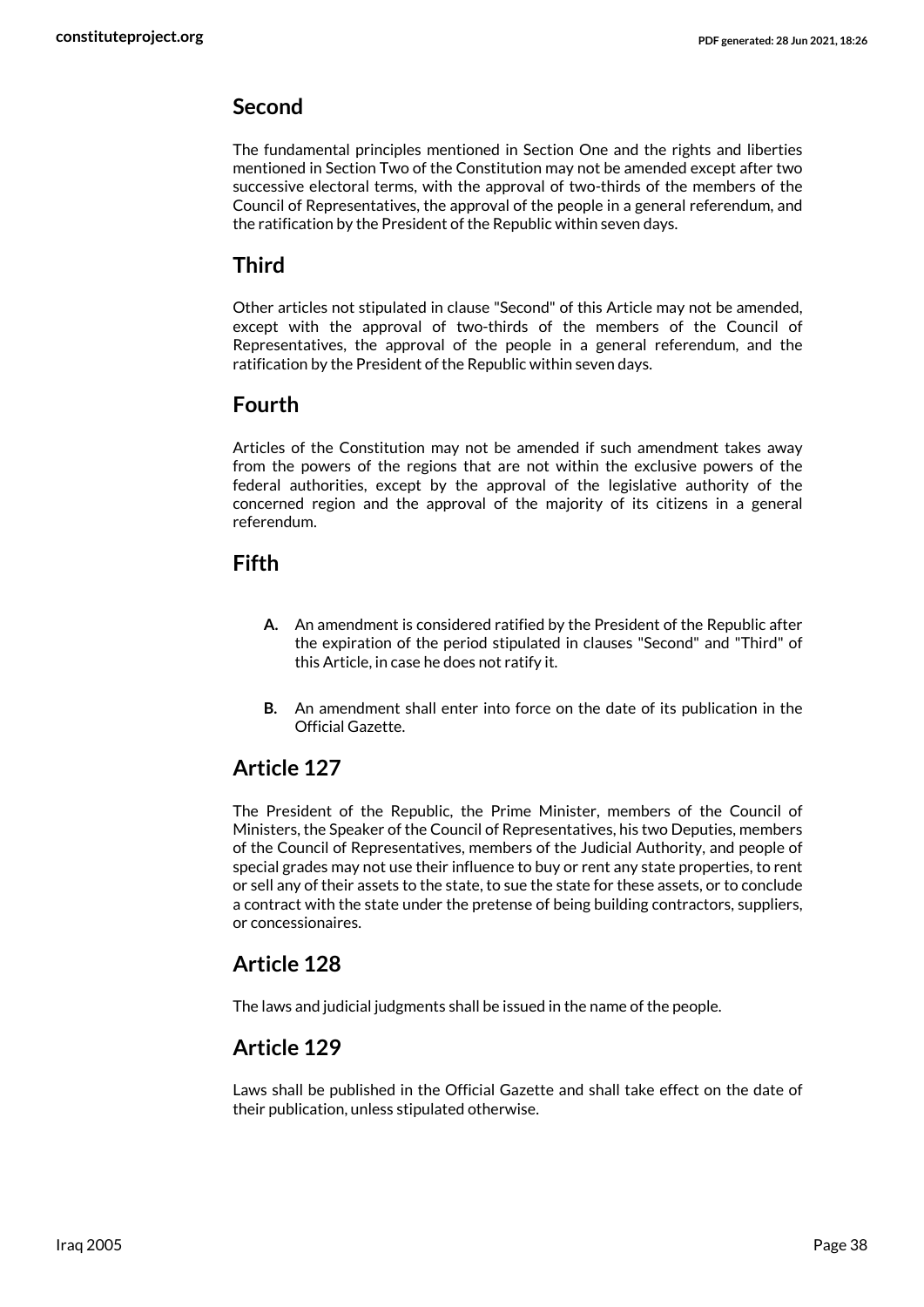## Second

The fundamental principles mentioned in Section One and the rights and liberties mentioned in Section Two of the Constitution may not be amended except after two successive electoral terms, with the approval of two-thirds of the members of the Council of Representatives, the approval of the people in a general referendum, and the ratification by the President of the Republic within seven days.

## Third

Other articles not stipulated in clause "Second" of this Article may not be amended, except with the approval of two-thirds of the members of the Council of Representatives, the approval of the people in a general referendum, and the ratification by the President of the Republic within seven days.

## Fourth

Articles of the Constitution may not be amended if such amendment takes away from the powers of the regions that are not within the exclusive powers of the federal authorities, except by the approval of the legislative authority of the concerned region and the approval of the majority of its citizens in a general referendum.

## Fifth

- **A.** An amendment is considered ratified by the President of the Republic after the expiration of the period stipulated in clauses "Second" and "Third" of this Article, in case he does not ratify it.
- **B.** An amendment shall enter into force on the date of its publication in the Official Gazette.

## Article 127

The President of the Republic, the Prime Minister, members of the Council of Ministers, the Speaker of the Council of Representatives, his two Deputies, members of the Council of Representatives, members of the Judicial Authority, and people of special grades may not use their influence to buy or rent any state properties, to rent or sell any of their assets to the state, to sue the state for these assets, or to conclude a contract with the state under the pretense of being building contractors, suppliers, or concessionaires.

## Article 128

The laws and judicial judgments shall be issued in the name of the people.

## Article 129

Laws shall be published in the Official Gazette and shall take effect on the date of their publication, unless stipulated otherwise.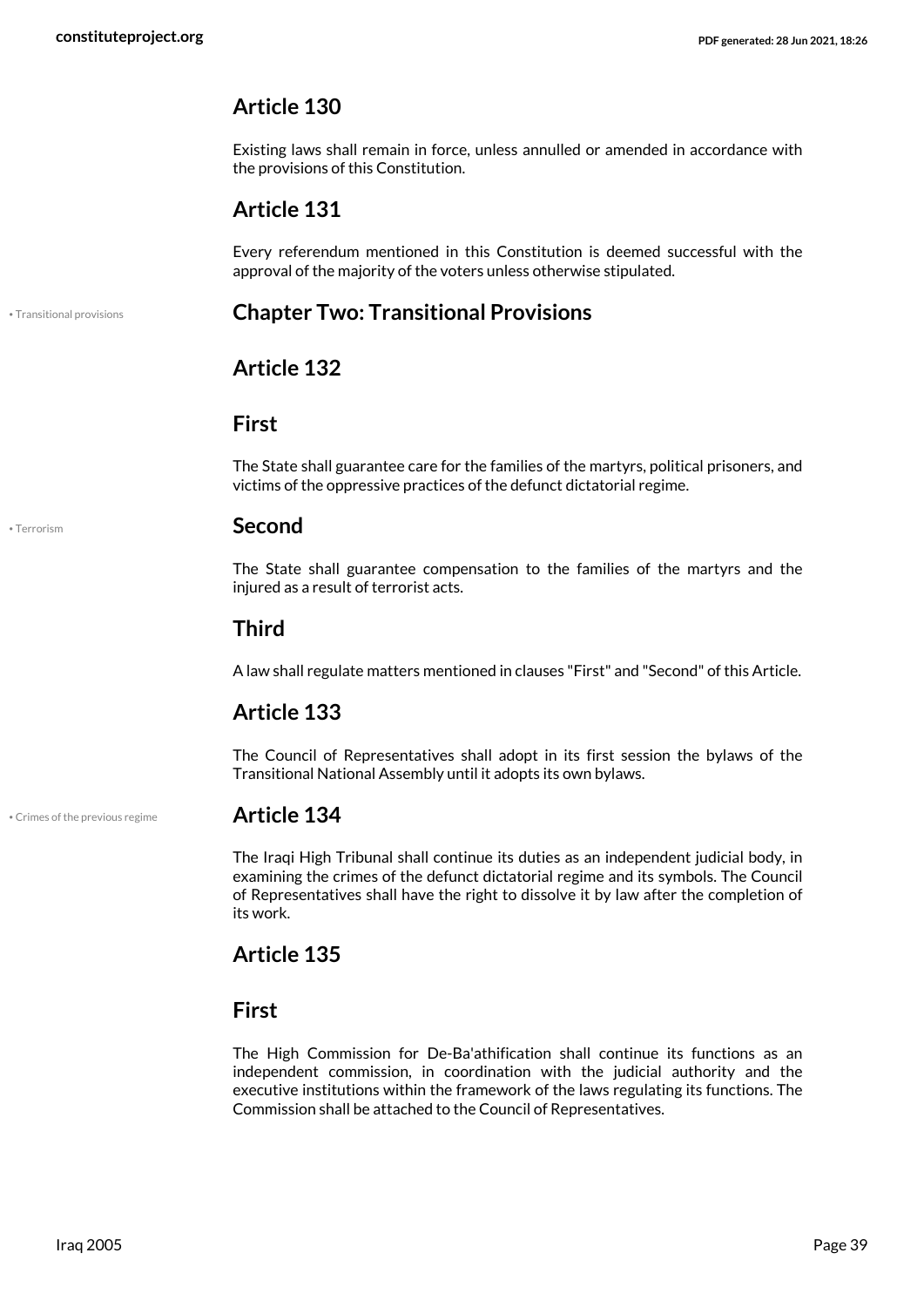## Article 130

Existing laws shall remain in force, unless annulled or amended in accordance with the provisions of this Constitution.

## Article 131

Every referendum mentioned in this Constitution is deemed successful with the approval of the majority of the voters unless otherwise stipulated.

• Transitional provisions

# Chapter Two: Transitional Provisions

## Article 132

### First

The State shall guarantee care for the families of the martyrs, political prisoners, and victims of the oppressive practices of the defunct dictatorial regime.

• Terrorism

### Second

The State shall guarantee compensation to the families of the martyrs and the injured as a result of terrorist acts.

### Third

A law shall regulate matters mentioned in clauses "First" and "Second" of this Article.

## Article 133

The Council of Representatives shall adopt in its first session the bylaws of the Transitional National Assembly until it adopts its own bylaws.

• Crimes of the previous regime

## Article 134

The Iraqi High Tribunal shall continue its duties as an independent judicial body, in examining the crimes of the defunct dictatorial regime and its symbols. The Council of Representatives shall have the right to dissolve it by law after the completion of its work.

## Article 135

### First

The High Commission for De-Ba'athification shall continue its functions as an independent commission, in coordination with the judicial authority and the executive institutions within the framework of the laws regulating its functions. The Commission shall be attached to the Council of Representatives.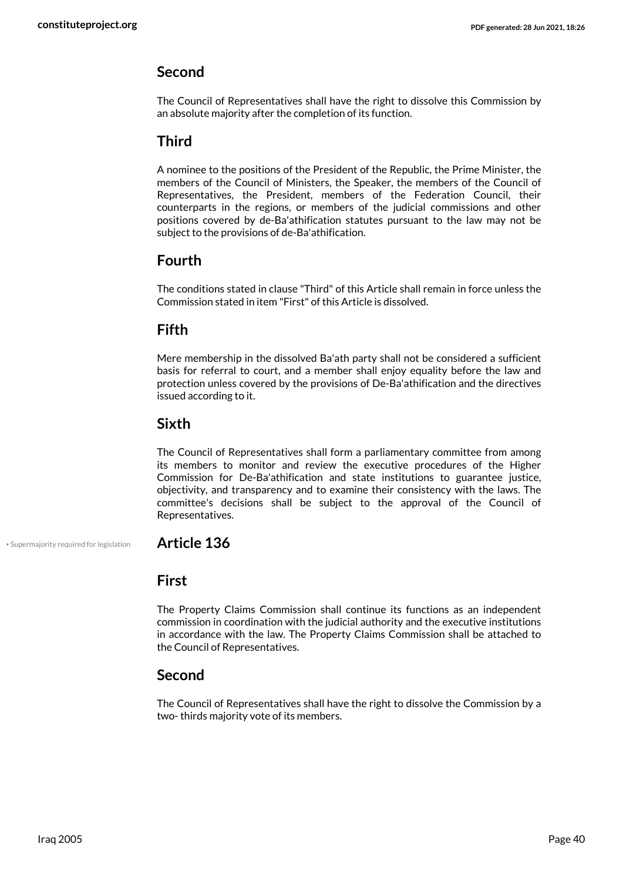## Second

The Council of Representatives shall have the right to dissolve this Commission by an absolute majority after the completion of its function.

## Third

A nominee to the positions of the President of the Republic, the Prime Minister, the members of the Council of Ministers, the Speaker, the members of the Council of Representatives, the President, members of the Federation Council, their counterparts in the regions, or members of the judicial commissions and other positions covered by de-Ba'athification statutes pursuant to the law may not be subject to the provisions of de-Ba'athification.

## Fourth

The conditions stated in clause "Third" of this Article shall remain in force unless the Commission stated in item "First" of this Article is dissolved.

## Fifth

Mere membership in the dissolved Ba'ath party shall not be considered a sufficient basis for referral to court, and a member shall enjoy equality before the law and protection unless covered by the provisions of De-Ba'athification and the directives issued according to it.

## Sixth

The Council of Representatives shall form a parliamentary committee from among its members to monitor and review the executive procedures of the Higher Commission for De-Ba'athification and state institutions to guarantee justice, objectivity, and transparency and to examine their consistency with the laws. The committee's decisions shall be subject to the approval of the Council of Representatives.

• Supermajority required for legislation

# Article 136

## First

The Property Claims Commission shall continue its functions as an independent commission in coordination with the judicial authority and the executive institutions in accordance with the law. The Property Claims Commission shall be attached to the Council of Representatives.

## Second

The Council of Representatives shall have the right to dissolve the Commission by a two- thirds majority vote of its members.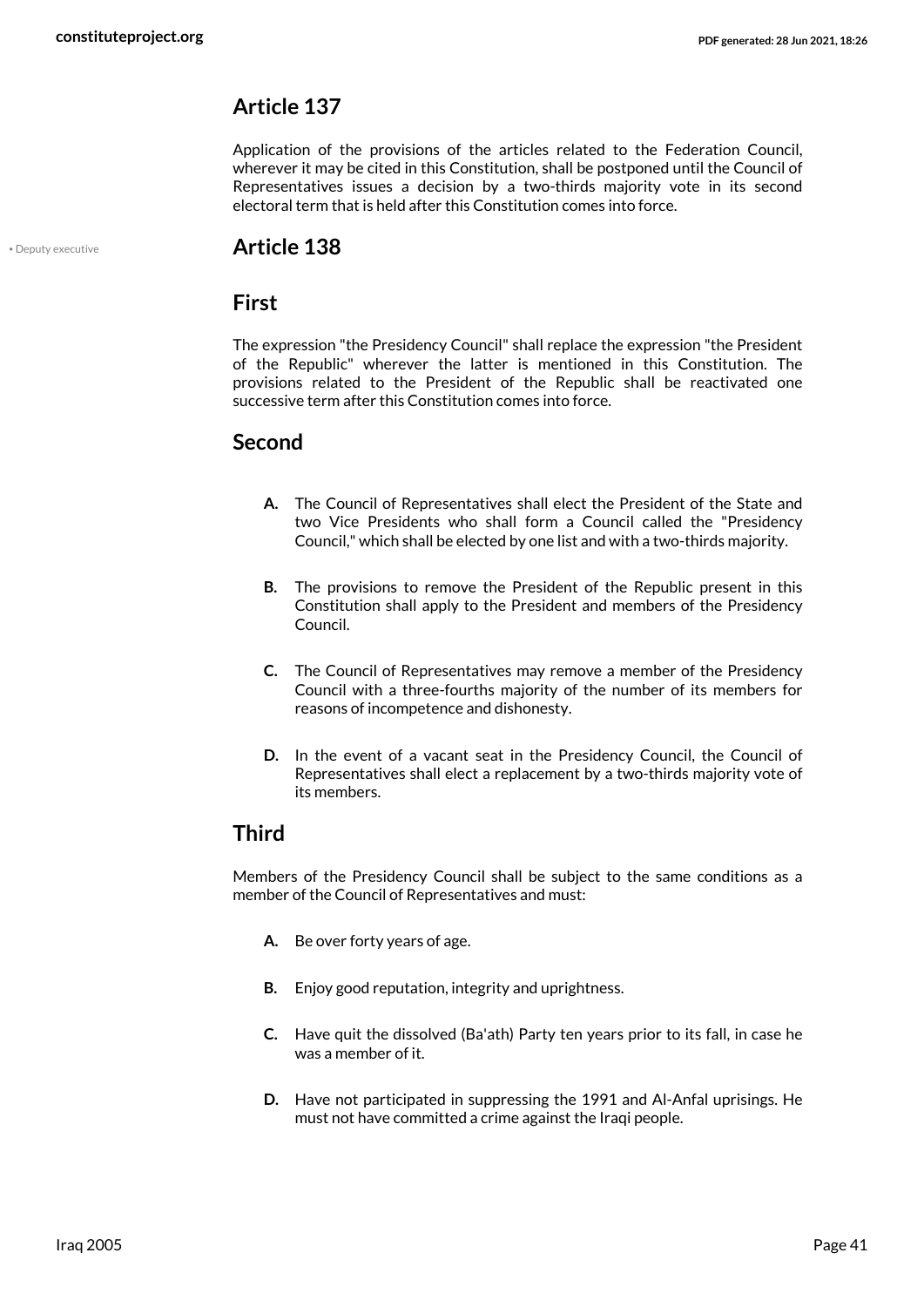## Article 137

Application of the provisions of the articles related to the Federation Council, wherever it may be cited in this Constitution, shall be postponed until the Council of Representatives issues a decision by a two-thirds majority vote in its second electoral term that is held after this Constitution comes into force.

• Deputy executive

## Article 138

### First

The expression "the Presidency Council" shall replace the expression "the President of the Republic" wherever the latter is mentioned in this Constitution. The provisions related to the President of the Republic shall be reactivated one successive term after this Constitution comes into force.

### Second

- **A.** The Council of Representatives shall elect the President of the State and two Vice Presidents who shall form a Council called the "Presidency Council," which shall be elected by one list and with a two-thirds majority.
- **B.** The provisions to remove the President of the Republic present in this Constitution shall apply to the President and members of the Presidency Council.
- **C.** The Council of Representatives may remove a member of the Presidency Council with a three-fourths majority of the number of its members for reasons of incompetence and dishonesty.
- **D.** In the event of a vacant seat in the Presidency Council, the Council of Representatives shall elect a replacement by a two-thirds majority vote of its members.

### Third

Members of the Presidency Council shall be subject to the same conditions as a member of the Council of Representatives and must:

- **A.** Be over forty years of age.
- **B.** Enjoy good reputation, integrity and uprightness.
- **C.** Have quit the dissolved (Ba'ath) Party ten years prior to its fall, in case he was a member of it.
- **D.** Have not participated in suppressing the 1991 and Al-Anfal uprisings. He must not have committed a crime against the Iraqi people.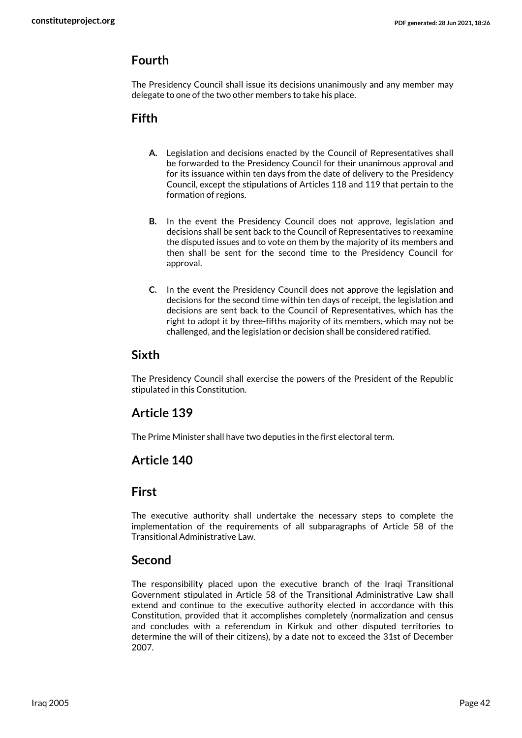## Fourth

The Presidency Council shall issue its decisions unanimously and any member may delegate to one of the two other members to take his place.

## Fifth

- **A.** Legislation and decisions enacted by the Council of Representatives shall be forwarded to the Presidency Council for their unanimous approval and for its issuance within ten days from the date of delivery to the Presidency Council, except the stipulations of Articles 118 and 119 that pertain to the formation of regions.
- **B.** In the event the Presidency Council does not approve, legislation and decisions shall be sent back to the Council of Representatives to reexamine the disputed issues and to vote on them by the majority of its members and then shall be sent for the second time to the Presidency Council for approval.
- **C.** In the event the Presidency Council does not approve the legislation and decisions for the second time within ten days of receipt, the legislation and decisions are sent back to the Council of Representatives, which has the right to adopt it by three-fifths majority of its members, which may not be challenged, and the legislation or decision shall be considered ratified.

## Sixth

The Presidency Council shall exercise the powers of the President of the Republic stipulated in this Constitution.

## Article 139

The Prime Minister shall have two deputies in the first electoral term.

## Article 140

## First

The executive authority shall undertake the necessary steps to complete the implementation of the requirements of all subparagraphs of Article 58 of the Transitional Administrative Law.

## Second

The responsibility placed upon the executive branch of the Iraqi Transitional Government stipulated in Article 58 of the Transitional Administrative Law shall extend and continue to the executive authority elected in accordance with this Constitution, provided that it accomplishes completely (normalization and census and concludes with a referendum in Kirkuk and other disputed territories to determine the will of their citizens), by a date not to exceed the 31st of December 2007.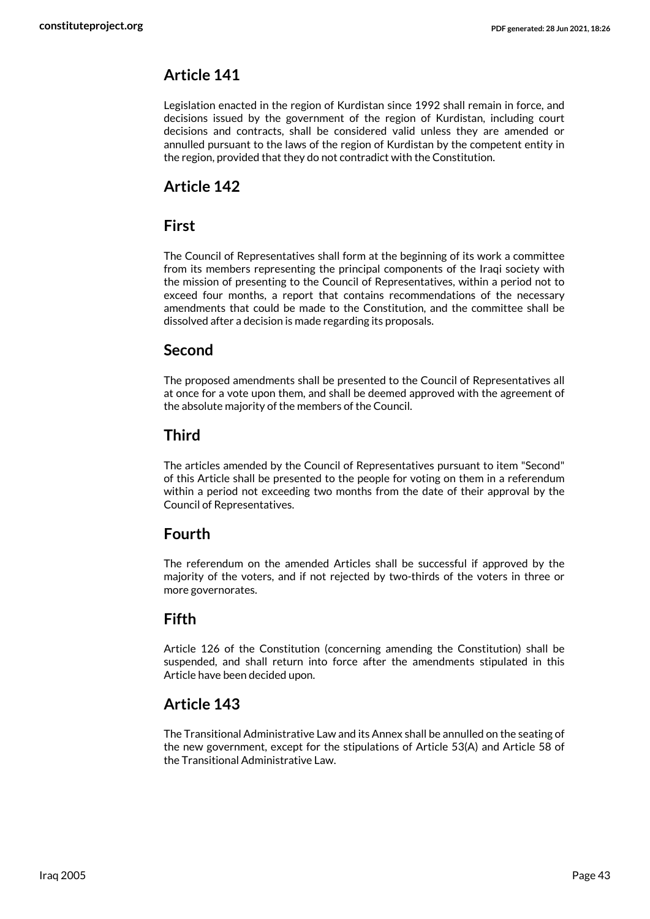## Article 141

Legislation enacted in the region of Kurdistan since 1992 shall remain in force, and decisions issued by the government of the region of Kurdistan, including court decisions and contracts, shall be considered valid unless they are amended or annulled pursuant to the laws of the region of Kurdistan by the competent entity in the region, provided that they do not contradict with the Constitution.

## Article 142

### First

The Council of Representatives shall form at the beginning of its work a committee from its members representing the principal components of the Iraqi society with the mission of presenting to the Council of Representatives, within a period not to exceed four months, a report that contains recommendations of the necessary amendments that could be made to the Constitution, and the committee shall be dissolved after a decision is made regarding its proposals.

### Second

The proposed amendments shall be presented to the Council of Representatives all at once for a vote upon them, and shall be deemed approved with the agreement of the absolute majority of the members of the Council.

### Third

The articles amended by the Council of Representatives pursuant to item "Second" of this Article shall be presented to the people for voting on them in a referendum within a period not exceeding two months from the date of their approval by the Council of Representatives.

### Fourth

The referendum on the amended Articles shall be successful if approved by the majority of the voters, and if not rejected by two-thirds of the voters in three or more governorates.

### Fifth

Article 126 of the Constitution (concerning amending the Constitution) shall be suspended, and shall return into force after the amendments stipulated in this Article have been decided upon.

## Article 143

The Transitional Administrative Law and its Annex shall be annulled on the seating of the new government, except for the stipulations of Article 53(A) and Article 58 of the Transitional Administrative Law.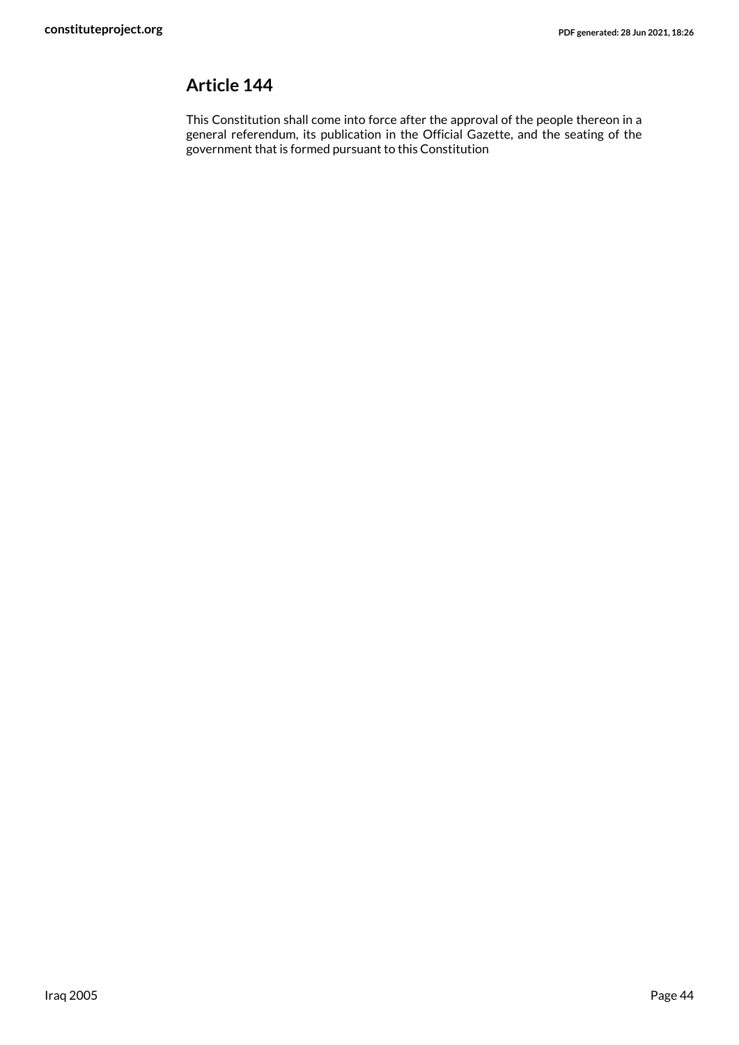## Article 144

This Constitution shall come into force after the approval of the people thereon in a general referendum, its publication in the Official Gazette, and the seating of the government that is formed pursuant to this Constitution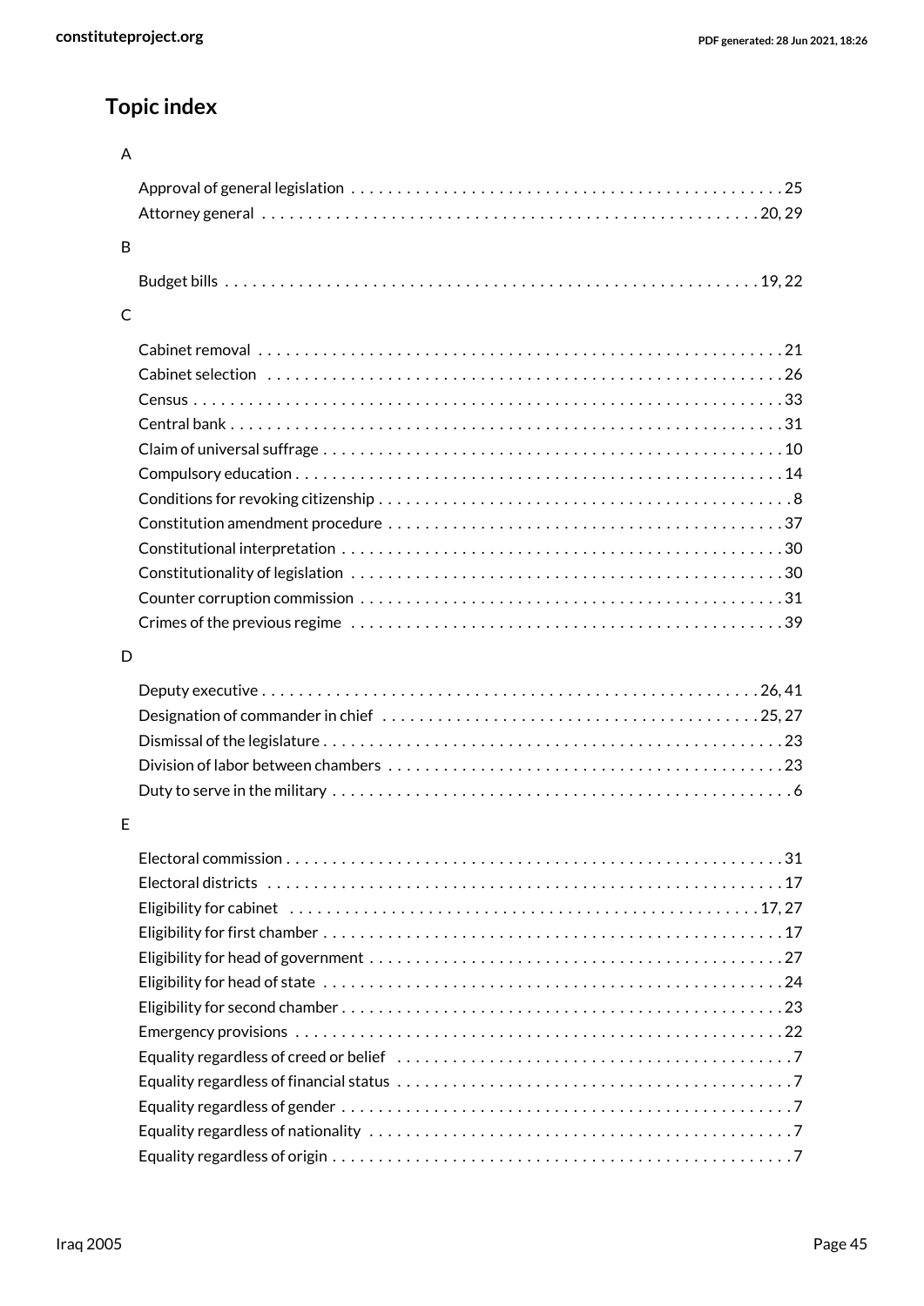## Topic index

A

- Approval of general legislation . . . 25
- Attorney general . . . 20, 29

B

- Budget bills . . . 19, 22

C

- Cabinet removal . . . 21
- Cabinet selection . . . 26
- Census . . . 33
- Central bank . . . 31
- Claim of universal suffrage . . . 10
- Compulsory education . . . 14
- Conditions for revoking citizenship . . . 8
- Constitution amendment procedure . . . 37
- Constitutional interpretation . . . 30
- Constitutionality of legislation . . . 30
- Counter corruption commission . . . 31
- Crimes of the previous regime . . . 39

D

- Deputy executive . . . 26, 41
- Designation of commander in chief . . . 25, 27
- Dismissal of the legislature . . . 23
- Division of labor between chambers . . . 23
- Duty to serve in the military . . . 6

E

- Electoral commission . . . 31
- Electoral districts . . . 17
- Eligibility for cabinet . . . 17, 27
- Eligibility for first chamber . . . 17
- Eligibility for head of government . . . 27
- Eligibility for head of state . . . 24
- Eligibility for second chamber . . . 23
- Emergency provisions . . . 22
- Equality regardless of creed or belief . . . 7
- Equality regardless of financial status . . . 7
- Equality regardless of gender . . . 7
- Equality regardless of nationality . . . 7
- Equality regardless of origin . . . 7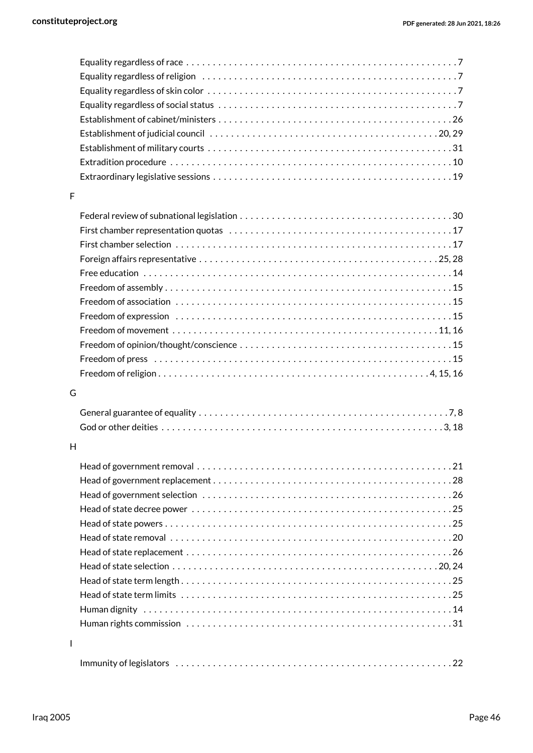Equality regardless of race . . . . . . . . . . . . . . . . . . . . . . . . . . . . . . . . . . . . . . . . . . . . . . . . . . . 7
Equality regardless of religion . . . . . . . . . . . . . . . . . . . . . . . . . . . . . . . . . . . . . . . . . . . . . . . . . 7
Equality regardless of skin color . . . . . . . . . . . . . . . . . . . . . . . . . . . . . . . . . . . . . . . . . . . . . . . 7
Equality regardless of social status . . . . . . . . . . . . . . . . . . . . . . . . . . . . . . . . . . . . . . . . . . . . . 7
Establishment of cabinet/ministers . . . . . . . . . . . . . . . . . . . . . . . . . . . . . . . . . . . . . . . . . . . . 26
Establishment of judicial council . . . . . . . . . . . . . . . . . . . . . . . . . . . . . . . . . . . . . . . . . . . 20, 29
Establishment of military courts . . . . . . . . . . . . . . . . . . . . . . . . . . . . . . . . . . . . . . . . . . . . . . 31
Extradition procedure . . . . . . . . . . . . . . . . . . . . . . . . . . . . . . . . . . . . . . . . . . . . . . . . . . . . . 10
Extraordinary legislative sessions . . . . . . . . . . . . . . . . . . . . . . . . . . . . . . . . . . . . . . . . . . . . . 19

F

Federal review of subnational legislation . . . . . . . . . . . . . . . . . . . . . . . . . . . . . . . . . . . . . . . . 30
First chamber representation quotas . . . . . . . . . . . . . . . . . . . . . . . . . . . . . . . . . . . . . . . . . . 17
First chamber selection . . . . . . . . . . . . . . . . . . . . . . . . . . . . . . . . . . . . . . . . . . . . . . . . . . . . 17
Foreign affairs representative . . . . . . . . . . . . . . . . . . . . . . . . . . . . . . . . . . . . . . . . . . . . . 25, 28
Free education . . . . . . . . . . . . . . . . . . . . . . . . . . . . . . . . . . . . . . . . . . . . . . . . . . . . . . . . . . 14
Freedom of assembly . . . . . . . . . . . . . . . . . . . . . . . . . . . . . . . . . . . . . . . . . . . . . . . . . . . . . 15
Freedom of association . . . . . . . . . . . . . . . . . . . . . . . . . . . . . . . . . . . . . . . . . . . . . . . . . . . . 15
Freedom of expression . . . . . . . . . . . . . . . . . . . . . . . . . . . . . . . . . . . . . . . . . . . . . . . . . . . . 15
Freedom of movement . . . . . . . . . . . . . . . . . . . . . . . . . . . . . . . . . . . . . . . . . . . . . . . . . . 11, 16
Freedom of opinion/thought/conscience . . . . . . . . . . . . . . . . . . . . . . . . . . . . . . . . . . . . . . . . 15
Freedom of press . . . . . . . . . . . . . . . . . . . . . . . . . . . . . . . . . . . . . . . . . . . . . . . . . . . . . . . . 15
Freedom of religion . . . . . . . . . . . . . . . . . . . . . . . . . . . . . . . . . . . . . . . . . . . . . . . . . . . 4, 15, 16

G

General guarantee of equality . . . . . . . . . . . . . . . . . . . . . . . . . . . . . . . . . . . . . . . . . . . . . . . 7, 8
God or other deities . . . . . . . . . . . . . . . . . . . . . . . . . . . . . . . . . . . . . . . . . . . . . . . . . . . . . 3, 18

H

Head of government removal . . . . . . . . . . . . . . . . . . . . . . . . . . . . . . . . . . . . . . . . . . . . . . . . 21
Head of government replacement . . . . . . . . . . . . . . . . . . . . . . . . . . . . . . . . . . . . . . . . . . . . . 28
Head of government selection . . . . . . . . . . . . . . . . . . . . . . . . . . . . . . . . . . . . . . . . . . . . . . . 26
Head of state decree power . . . . . . . . . . . . . . . . . . . . . . . . . . . . . . . . . . . . . . . . . . . . . . . . . 25
Head of state powers . . . . . . . . . . . . . . . . . . . . . . . . . . . . . . . . . . . . . . . . . . . . . . . . . . . . . . 25
Head of state removal . . . . . . . . . . . . . . . . . . . . . . . . . . . . . . . . . . . . . . . . . . . . . . . . . . . . . 20
Head of state replacement . . . . . . . . . . . . . . . . . . . . . . . . . . . . . . . . . . . . . . . . . . . . . . . . . . 26
Head of state selection . . . . . . . . . . . . . . . . . . . . . . . . . . . . . . . . . . . . . . . . . . . . . . . . . . 20, 24
Head of state term length . . . . . . . . . . . . . . . . . . . . . . . . . . . . . . . . . . . . . . . . . . . . . . . . . . . 25
Head of state term limits . . . . . . . . . . . . . . . . . . . . . . . . . . . . . . . . . . . . . . . . . . . . . . . . . . . 25
Human dignity . . . . . . . . . . . . . . . . . . . . . . . . . . . . . . . . . . . . . . . . . . . . . . . . . . . . . . . . . . 14
Human rights commission . . . . . . . . . . . . . . . . . . . . . . . . . . . . . . . . . . . . . . . . . . . . . . . . . . 31

I

Immunity of legislators . . . . . . . . . . . . . . . . . . . . . . . . . . . . . . . . . . . . . . . . . . . . . . . . . . . . 22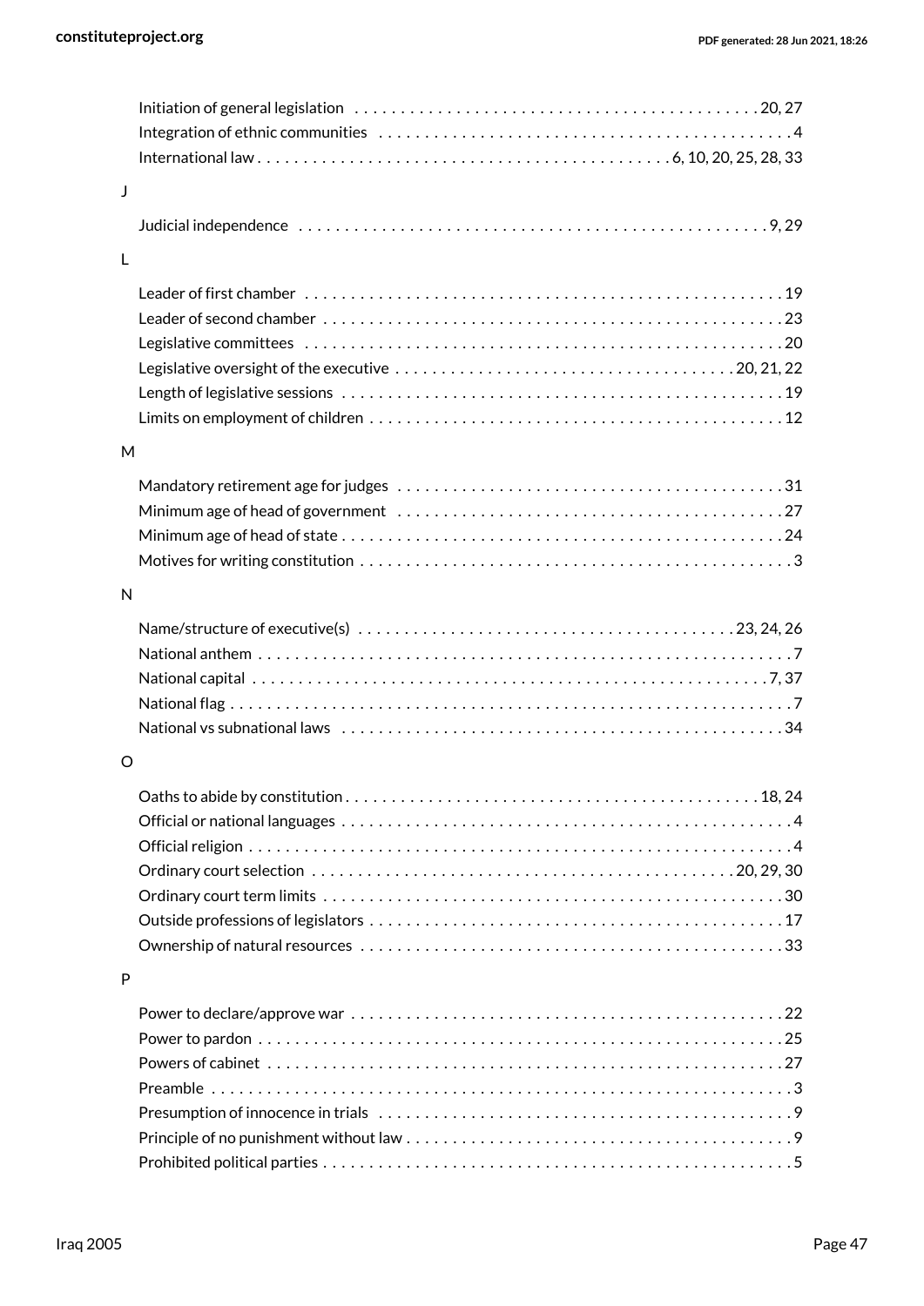Initiation of general legislation . . . . . . . . . . . . . . . . . . . . . . . . . . . . . . . . . . . . . . . . . . . . 20, 27
Integration of ethnic communities . . . . . . . . . . . . . . . . . . . . . . . . . . . . . . . . . . . . . . . . . . . . . 4
International law . . . . . . . . . . . . . . . . . . . . . . . . . . . . . . . . . . . . . . . . . . . 6, 10, 20, 25, 28, 33

J

Judicial independence . . . . . . . . . . . . . . . . . . . . . . . . . . . . . . . . . . . . . . . . . . . . . . . . . . . 9, 29

L

Leader of first chamber . . . . . . . . . . . . . . . . . . . . . . . . . . . . . . . . . . . . . . . . . . . . . . . . . . . . 19
Leader of second chamber . . . . . . . . . . . . . . . . . . . . . . . . . . . . . . . . . . . . . . . . . . . . . . . . . . 23
Legislative committees . . . . . . . . . . . . . . . . . . . . . . . . . . . . . . . . . . . . . . . . . . . . . . . . . . . . 20
Legislative oversight of the executive . . . . . . . . . . . . . . . . . . . . . . . . . . . . . . . . . . . . 20, 21, 22
Length of legislative sessions . . . . . . . . . . . . . . . . . . . . . . . . . . . . . . . . . . . . . . . . . . . . . . . . 19
Limits on employment of children . . . . . . . . . . . . . . . . . . . . . . . . . . . . . . . . . . . . . . . . . . . . 12

M

Mandatory retirement age for judges . . . . . . . . . . . . . . . . . . . . . . . . . . . . . . . . . . . . . . . . . 31
Minimum age of head of government . . . . . . . . . . . . . . . . . . . . . . . . . . . . . . . . . . . . . . . . . 27
Minimum age of head of state . . . . . . . . . . . . . . . . . . . . . . . . . . . . . . . . . . . . . . . . . . . . . . . 24
Motives for writing constitution . . . . . . . . . . . . . . . . . . . . . . . . . . . . . . . . . . . . . . . . . . . . . . 3

N

Name/structure of executive(s) . . . . . . . . . . . . . . . . . . . . . . . . . . . . . . . . . . . . . . . . 23, 24, 26
National anthem . . . . . . . . . . . . . . . . . . . . . . . . . . . . . . . . . . . . . . . . . . . . . . . . . . . . . . . . . . 7
National capital . . . . . . . . . . . . . . . . . . . . . . . . . . . . . . . . . . . . . . . . . . . . . . . . . . . . . . . . 7, 37
National flag . . . . . . . . . . . . . . . . . . . . . . . . . . . . . . . . . . . . . . . . . . . . . . . . . . . . . . . . . . . . . 7
National vs subnational laws . . . . . . . . . . . . . . . . . . . . . . . . . . . . . . . . . . . . . . . . . . . . . . . . 34

O

Oaths to abide by constitution . . . . . . . . . . . . . . . . . . . . . . . . . . . . . . . . . . . . . . . . . . . . 18, 24
Official or national languages . . . . . . . . . . . . . . . . . . . . . . . . . . . . . . . . . . . . . . . . . . . . . . . . 4
Official religion . . . . . . . . . . . . . . . . . . . . . . . . . . . . . . . . . . . . . . . . . . . . . . . . . . . . . . . . . . . 4
Ordinary court selection . . . . . . . . . . . . . . . . . . . . . . . . . . . . . . . . . . . . . . . . . . . . . 20, 29, 30
Ordinary court term limits . . . . . . . . . . . . . . . . . . . . . . . . . . . . . . . . . . . . . . . . . . . . . . . . . . 30
Outside professions of legislators . . . . . . . . . . . . . . . . . . . . . . . . . . . . . . . . . . . . . . . . . . . . 17
Ownership of natural resources . . . . . . . . . . . . . . . . . . . . . . . . . . . . . . . . . . . . . . . . . . . . . . 33

P

Power to declare/approve war . . . . . . . . . . . . . . . . . . . . . . . . . . . . . . . . . . . . . . . . . . . . . . . 22
Power to pardon . . . . . . . . . . . . . . . . . . . . . . . . . . . . . . . . . . . . . . . . . . . . . . . . . . . . . . . . . . 25
Powers of cabinet . . . . . . . . . . . . . . . . . . . . . . . . . . . . . . . . . . . . . . . . . . . . . . . . . . . . . . . . . 27
Preamble . . . . . . . . . . . . . . . . . . . . . . . . . . . . . . . . . . . . . . . . . . . . . . . . . . . . . . . . . . . . . . . . 3
Presumption of innocence in trials . . . . . . . . . . . . . . . . . . . . . . . . . . . . . . . . . . . . . . . . . . . . . 9
Principle of no punishment without law . . . . . . . . . . . . . . . . . . . . . . . . . . . . . . . . . . . . . . . . . 9
Prohibited political parties . . . . . . . . . . . . . . . . . . . . . . . . . . . . . . . . . . . . . . . . . . . . . . . . . . . 5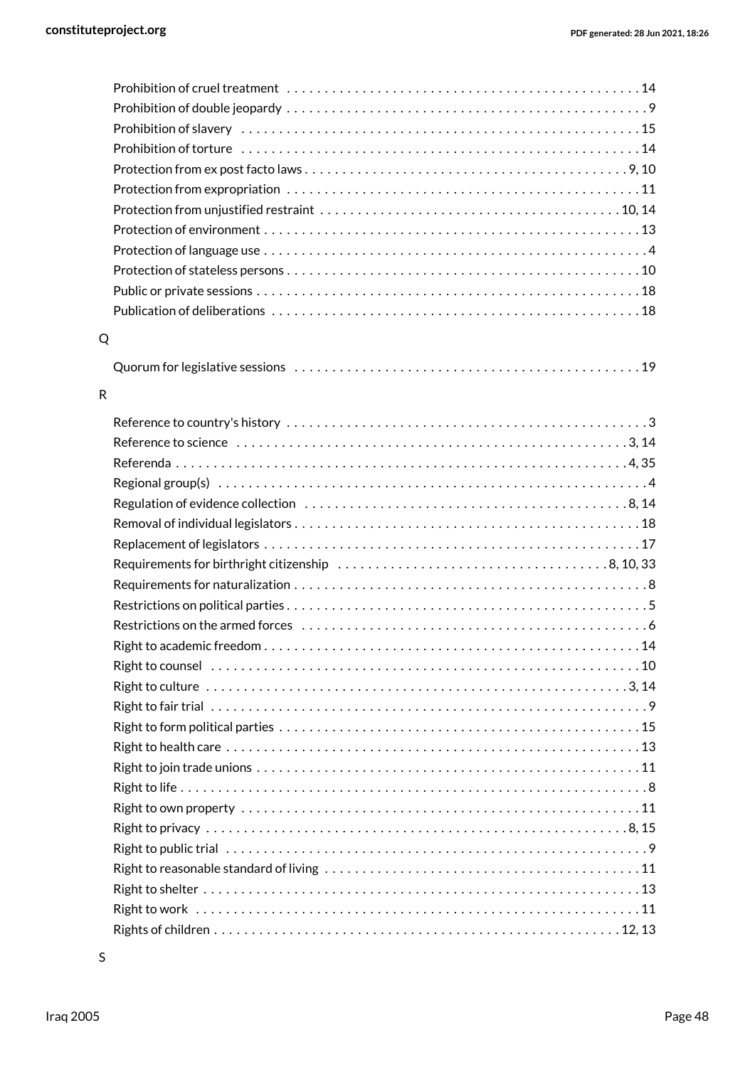Prohibition of cruel treatment . . . . . . . . . . 14
Prohibition of double jeopardy . . . . . . . . . . 9
Prohibition of slavery . . . . . . . . . . 15
Prohibition of torture . . . . . . . . . . 14
Protection from ex post facto laws . . . . . . . . . . 9, 10
Protection from expropriation . . . . . . . . . . 11
Protection from unjustified restraint . . . . . . . . . . 10, 14
Protection of environment . . . . . . . . . . 13
Protection of language use . . . . . . . . . . 4
Protection of stateless persons . . . . . . . . . . 10
Public or private sessions . . . . . . . . . . 18
Publication of deliberations . . . . . . . . . . 18

Q

Quorum for legislative sessions . . . . . . . . . . 19

R

Reference to country's history . . . . . . . . . . 3
Reference to science . . . . . . . . . . 3, 14
Referenda . . . . . . . . . . 4, 35
Regional group(s) . . . . . . . . . . 4
Regulation of evidence collection . . . . . . . . . . 8, 14
Removal of individual legislators . . . . . . . . . . 18
Replacement of legislators . . . . . . . . . . 17
Requirements for birthright citizenship . . . . . . . . . . 8, 10, 33
Requirements for naturalization . . . . . . . . . . 8
Restrictions on political parties . . . . . . . . . . 5
Restrictions on the armed forces . . . . . . . . . . 6
Right to academic freedom . . . . . . . . . . 14
Right to counsel . . . . . . . . . . 10
Right to culture . . . . . . . . . . 3, 14
Right to fair trial . . . . . . . . . . 9
Right to form political parties . . . . . . . . . . 15
Right to health care . . . . . . . . . . 13
Right to join trade unions . . . . . . . . . . 11
Right to life . . . . . . . . . . 8
Right to own property . . . . . . . . . . 11
Right to privacy . . . . . . . . . . 8, 15
Right to public trial . . . . . . . . . . 9
Right to reasonable standard of living . . . . . . . . . . 11
Right to shelter . . . . . . . . . . 13
Right to work . . . . . . . . . . 11
Rights of children . . . . . . . . . . 12, 13

S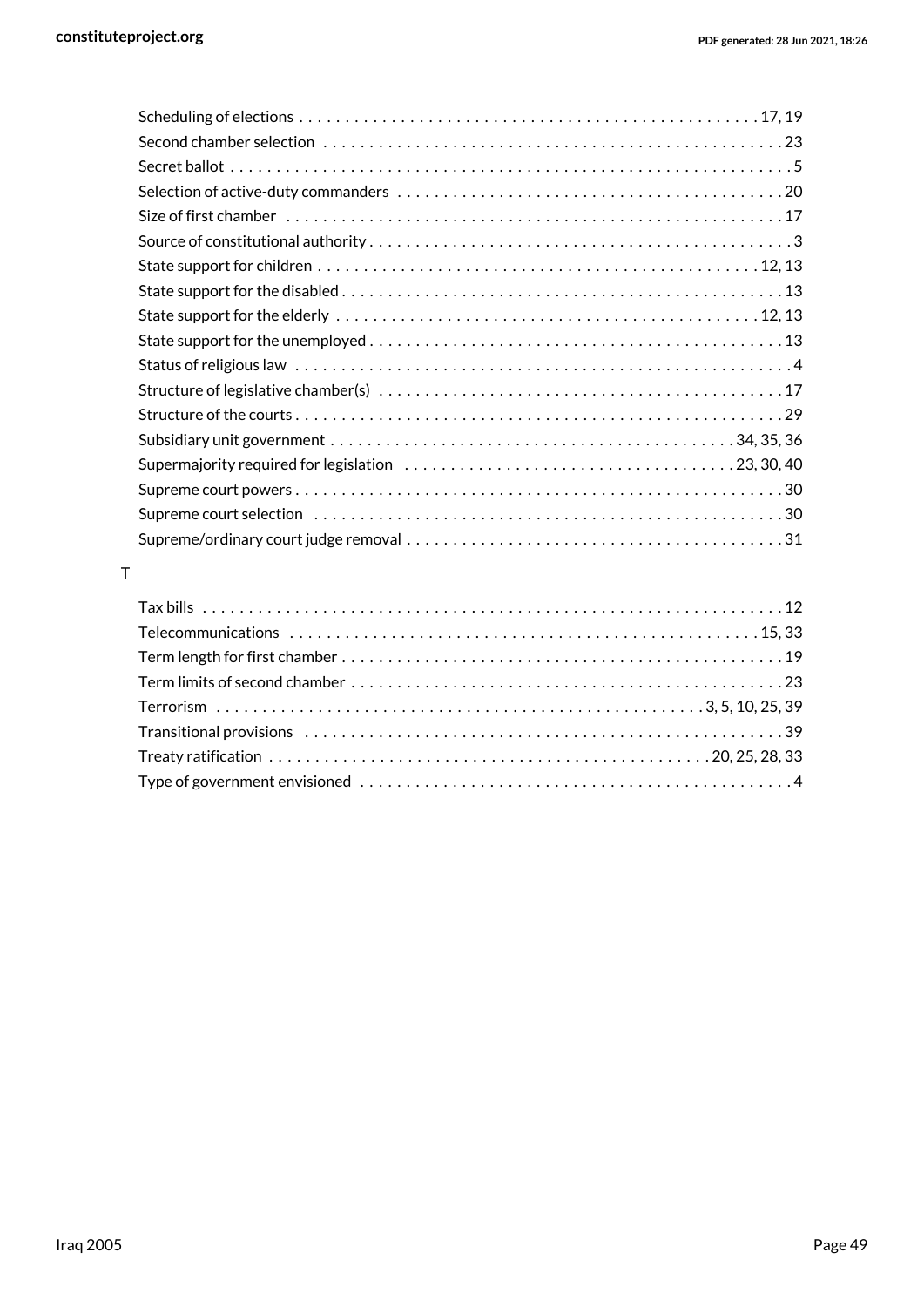Scheduling of elections . . . . . . . . . . . . . . . . . . . . . . . . . . . . . . . . . . . . . . . . . . . . . . . . . 17, 19
Second chamber selection . . . . . . . . . . . . . . . . . . . . . . . . . . . . . . . . . . . . . . . . . . . . . . . . . 23
Secret ballot . . . . . . . . . . . . . . . . . . . . . . . . . . . . . . . . . . . . . . . . . . . . . . . . . . . . . . . . . 5
Selection of active-duty commanders . . . . . . . . . . . . . . . . . . . . . . . . . . . . . . . . . . . . . . . . 20
Size of first chamber . . . . . . . . . . . . . . . . . . . . . . . . . . . . . . . . . . . . . . . . . . . . . . . . . . . 17
Source of constitutional authority . . . . . . . . . . . . . . . . . . . . . . . . . . . . . . . . . . . . . . . . . . . 3
State support for children . . . . . . . . . . . . . . . . . . . . . . . . . . . . . . . . . . . . . . . . . . . . . . 12, 13
State support for the disabled . . . . . . . . . . . . . . . . . . . . . . . . . . . . . . . . . . . . . . . . . . . . . 13
State support for the elderly . . . . . . . . . . . . . . . . . . . . . . . . . . . . . . . . . . . . . . . . . . . . 12, 13
State support for the unemployed . . . . . . . . . . . . . . . . . . . . . . . . . . . . . . . . . . . . . . . . . . . 13
Status of religious law . . . . . . . . . . . . . . . . . . . . . . . . . . . . . . . . . . . . . . . . . . . . . . . . . . . 4
Structure of legislative chamber(s) . . . . . . . . . . . . . . . . . . . . . . . . . . . . . . . . . . . . . . . . . . 17
Structure of the courts . . . . . . . . . . . . . . . . . . . . . . . . . . . . . . . . . . . . . . . . . . . . . . . . . . 29
Subsidiary unit government . . . . . . . . . . . . . . . . . . . . . . . . . . . . . . . . . . . . . . . . . . 34, 35, 36
Supermajority required for legislation . . . . . . . . . . . . . . . . . . . . . . . . . . . . . . . . . . 23, 30, 40
Supreme court powers . . . . . . . . . . . . . . . . . . . . . . . . . . . . . . . . . . . . . . . . . . . . . . . . . . 30
Supreme court selection . . . . . . . . . . . . . . . . . . . . . . . . . . . . . . . . . . . . . . . . . . . . . . . . 30
Supreme/ordinary court judge removal . . . . . . . . . . . . . . . . . . . . . . . . . . . . . . . . . . . . . . . 31

T

Tax bills . . . . . . . . . . . . . . . . . . . . . . . . . . . . . . . . . . . . . . . . . . . . . . . . . . . . . . . . . . . 12
Telecommunications . . . . . . . . . . . . . . . . . . . . . . . . . . . . . . . . . . . . . . . . . . . . . . . . . 15, 33
Term length for first chamber . . . . . . . . . . . . . . . . . . . . . . . . . . . . . . . . . . . . . . . . . . . . . 19
Term limits of second chamber . . . . . . . . . . . . . . . . . . . . . . . . . . . . . . . . . . . . . . . . . . . . 23
Terrorism . . . . . . . . . . . . . . . . . . . . . . . . . . . . . . . . . . . . . . . . . . . . . . . . . . 3, 5, 10, 25, 39
Transitional provisions . . . . . . . . . . . . . . . . . . . . . . . . . . . . . . . . . . . . . . . . . . . . . . . . . 39
Treaty ratification . . . . . . . . . . . . . . . . . . . . . . . . . . . . . . . . . . . . . . . . . . . . . 20, 25, 28, 33
Type of government envisioned . . . . . . . . . . . . . . . . . . . . . . . . . . . . . . . . . . . . . . . . . . . . . 4